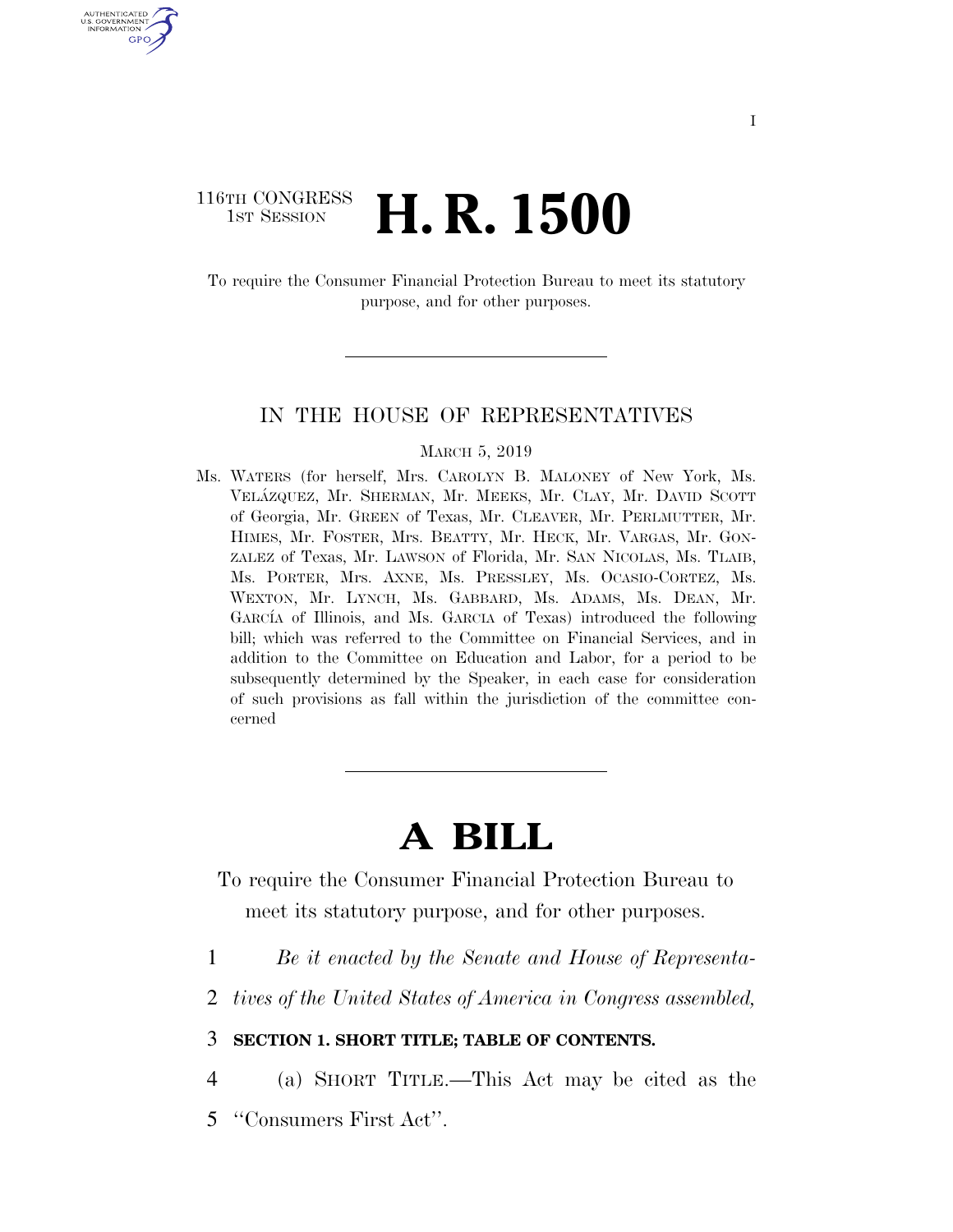I

116TH CONGRESS
1ST SESSION

# H. R. 1500

To require the Consumer Financial Protection Bureau to meet its statutory purpose, and for other purposes.

---

IN THE HOUSE OF REPRESENTATIVES

MARCH 5, 2019

Ms. WATERS (for herself, Mrs. CAROLYN B. MALONEY of New York, Ms. VELÁZQUEZ, Mr. SHERMAN, Mr. MEEKS, Mr. CLAY, Mr. DAVID SCOTT of Georgia, Mr. GREEN of Texas, Mr. CLEAVER, Mr. PERLMUTTER, Mr. HIMES, Mr. FOSTER, Mrs. BEATTY, Mr. HECK, Mr. VARGAS, Mr. GONZALEZ of Texas, Mr. LAWSON of Florida, Mr. SAN NICOLAS, Ms. TLAIB, Ms. PORTER, Mrs. AXNE, Ms. PRESSLEY, Ms. OCASIO-CORTEZ, Ms. WEXTON, Mr. LYNCH, Ms. GABBARD, Ms. ADAMS, Ms. DEAN, Mr. GARCÍA of Illinois, and Ms. GARCIA of Texas) introduced the following bill; which was referred to the Committee on Financial Services, and in addition to the Committee on Education and Labor, for a period to be subsequently determined by the Speaker, in each case for consideration of such provisions as fall within the jurisdiction of the committee concerned

---

# A BILL

To require the Consumer Financial Protection Bureau to meet its statutory purpose, and for other purposes.

1 *Be it enacted by the Senate and House of Representa-*
2 *tives of the United States of America in Congress assembled,*

3 **SECTION 1. SHORT TITLE; TABLE OF CONTENTS.**

4 (a) SHORT TITLE.—This Act may be cited as the
5 "Consumers First Act".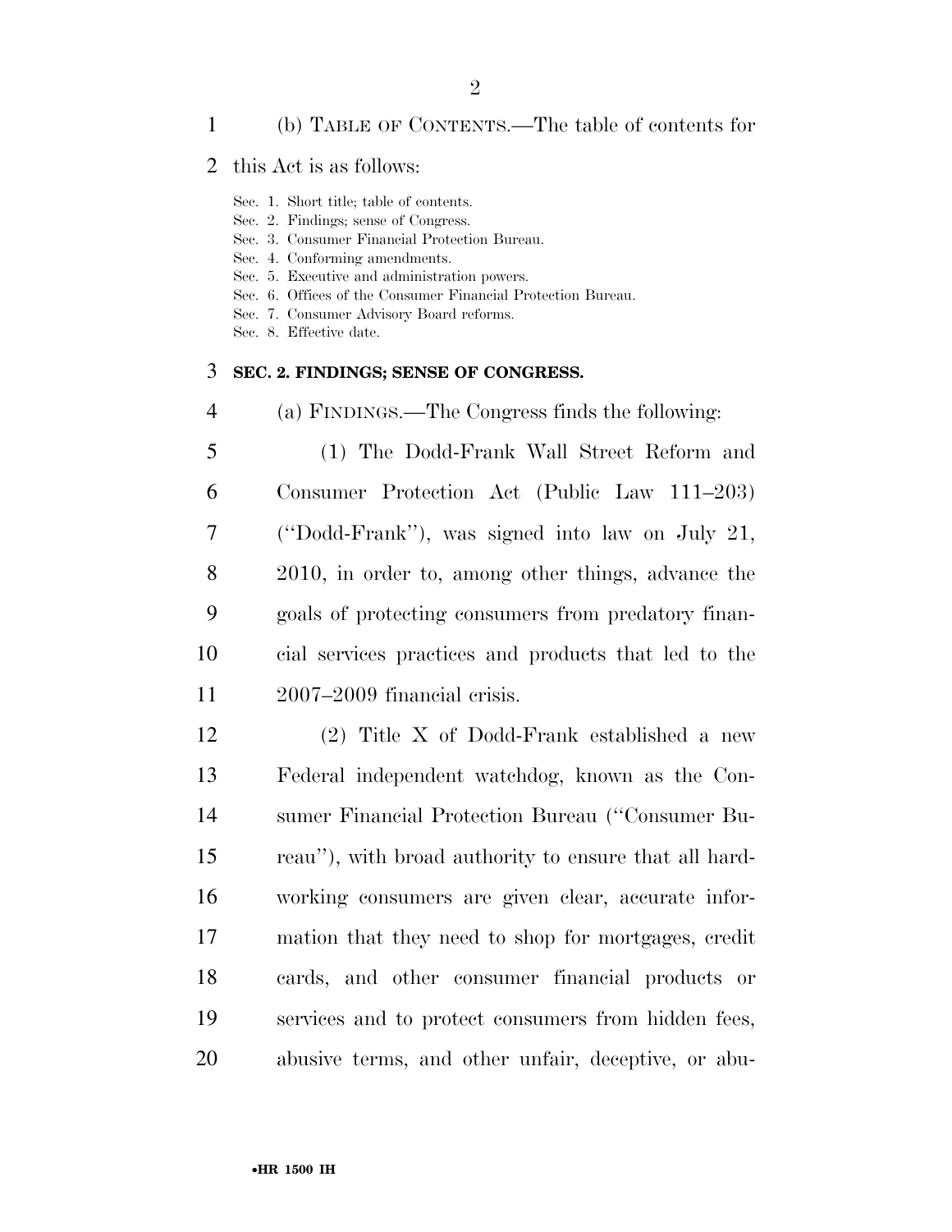(b) TABLE OF CONTENTS.—The table of contents for this Act is as follows:

Sec. 1. Short title; table of contents.
Sec. 2. Findings; sense of Congress.
Sec. 3. Consumer Financial Protection Bureau.
Sec. 4. Conforming amendments.
Sec. 5. Executive and administration powers.
Sec. 6. Offices of the Consumer Financial Protection Bureau.
Sec. 7. Consumer Advisory Board reforms.
Sec. 8. Effective date.

**SEC. 2. FINDINGS; SENSE OF CONGRESS.**

(a) FINDINGS.—The Congress finds the following:

(1) The Dodd-Frank Wall Street Reform and Consumer Protection Act (Public Law 111–203) (''Dodd-Frank''), was signed into law on July 21, 2010, in order to, among other things, advance the goals of protecting consumers from predatory financial services practices and products that led to the 2007–2009 financial crisis.

(2) Title X of Dodd-Frank established a new Federal independent watchdog, known as the Consumer Financial Protection Bureau (''Consumer Bureau''), with broad authority to ensure that all hard-working consumers are given clear, accurate information that they need to shop for mortgages, credit cards, and other consumer financial products or services and to protect consumers from hidden fees, abusive terms, and other unfair, deceptive, or abu-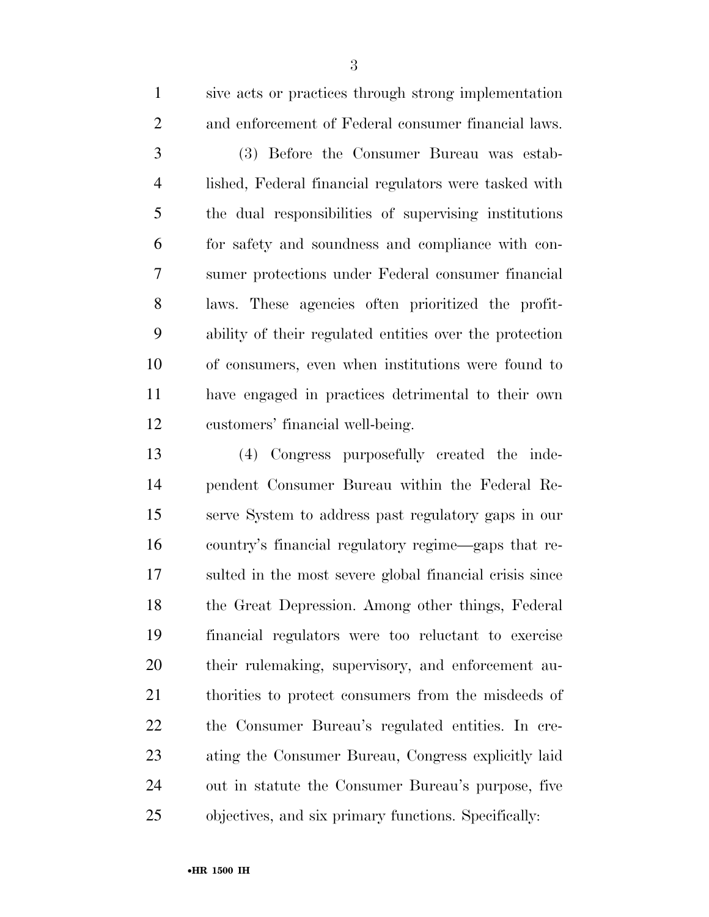sive acts or practices through strong implementation and enforcement of Federal consumer financial laws.

(3) Before the Consumer Bureau was established, Federal financial regulators were tasked with the dual responsibilities of supervising institutions for safety and soundness and compliance with consumer protections under Federal consumer financial laws. These agencies often prioritized the profitability of their regulated entities over the protection of consumers, even when institutions were found to have engaged in practices detrimental to their own customers' financial well-being.

(4) Congress purposefully created the independent Consumer Bureau within the Federal Reserve System to address past regulatory gaps in our country's financial regulatory regime—gaps that resulted in the most severe global financial crisis since the Great Depression. Among other things, Federal financial regulators were too reluctant to exercise their rulemaking, supervisory, and enforcement authorities to protect consumers from the misdeeds of the Consumer Bureau's regulated entities. In creating the Consumer Bureau, Congress explicitly laid out in statute the Consumer Bureau's purpose, five objectives, and six primary functions. Specifically: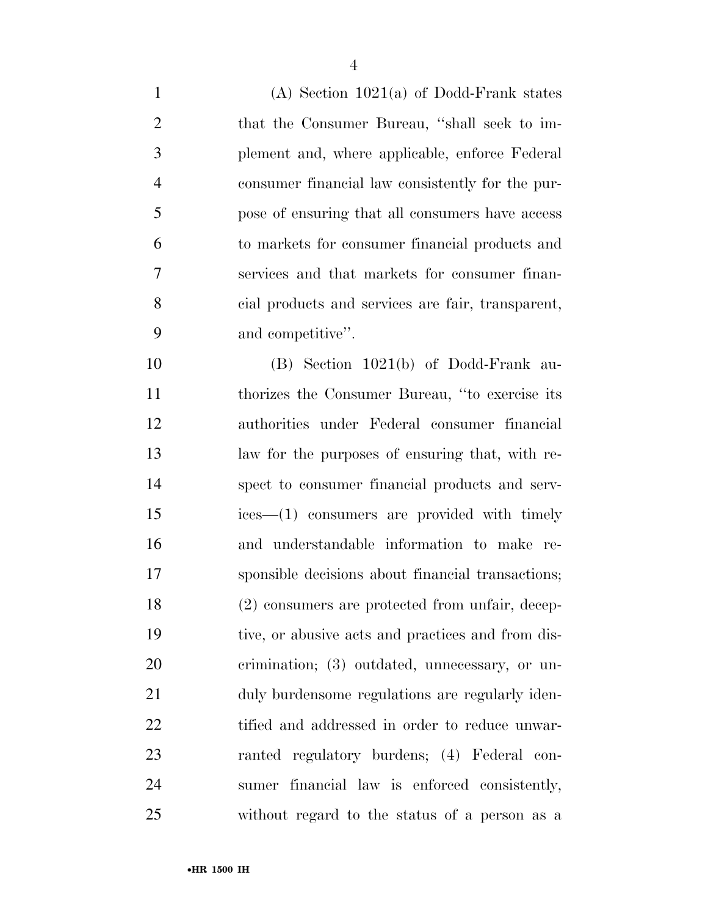(A) Section 1021(a) of Dodd-Frank states that the Consumer Bureau, "shall seek to implement and, where applicable, enforce Federal consumer financial law consistently for the purpose of ensuring that all consumers have access to markets for consumer financial products and services and that markets for consumer financial products and services are fair, transparent, and competitive".

(B) Section 1021(b) of Dodd-Frank authorizes the Consumer Bureau, "to exercise its authorities under Federal consumer financial law for the purposes of ensuring that, with respect to consumer financial products and services—(1) consumers are provided with timely and understandable information to make responsible decisions about financial transactions; (2) consumers are protected from unfair, deceptive, or abusive acts and practices and from discrimination; (3) outdated, unnecessary, or unduly burdensome regulations are regularly identified and addressed in order to reduce unwarranted regulatory burdens; (4) Federal consumer financial law is enforced consistently, without regard to the status of a person as a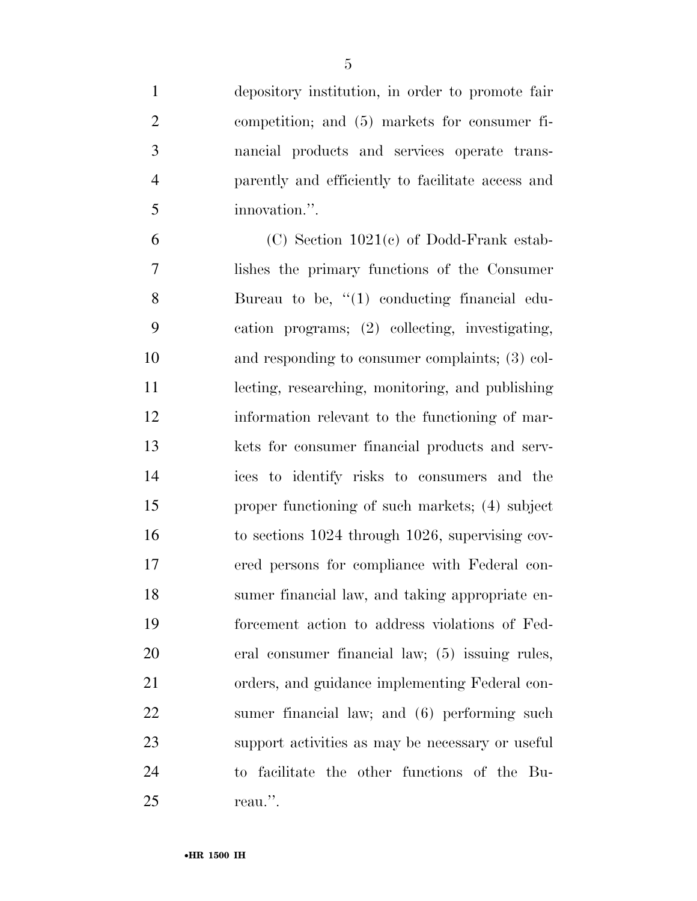depository institution, in order to promote fair competition; and (5) markets for consumer financial products and services operate transparently and efficiently to facilitate access and innovation.''.

(C) Section 1021(c) of Dodd-Frank establishes the primary functions of the Consumer Bureau to be, ''(1) conducting financial education programs; (2) collecting, investigating, and responding to consumer complaints; (3) collecting, researching, monitoring, and publishing information relevant to the functioning of markets for consumer financial products and services to identify risks to consumers and the proper functioning of such markets; (4) subject to sections 1024 through 1026, supervising covered persons for compliance with Federal consumer financial law, and taking appropriate enforcement action to address violations of Federal consumer financial law; (5) issuing rules, orders, and guidance implementing Federal consumer financial law; and (6) performing such support activities as may be necessary or useful to facilitate the other functions of the Bureau.''.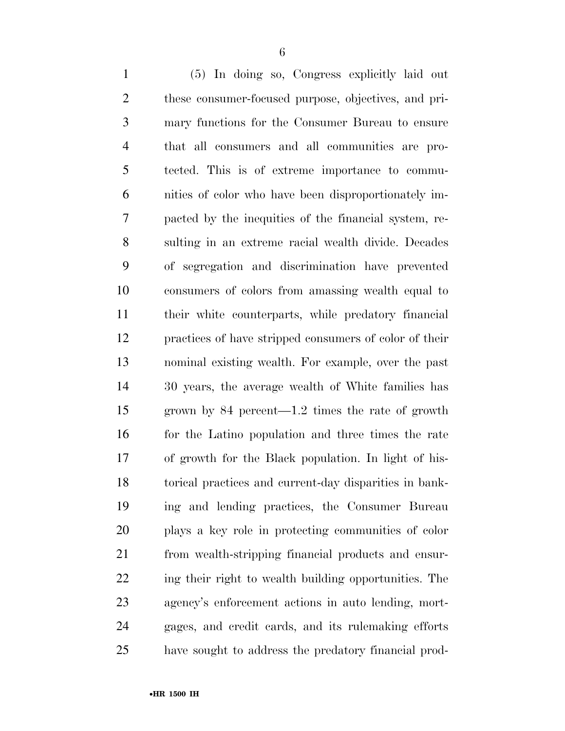(5) In doing so, Congress explicitly laid out these consumer-focused purpose, objectives, and primary functions for the Consumer Bureau to ensure that all consumers and all communities are protected. This is of extreme importance to communities of color who have been disproportionately impacted by the inequities of the financial system, resulting in an extreme racial wealth divide. Decades of segregation and discrimination have prevented consumers of colors from amassing wealth equal to their white counterparts, while predatory financial practices of have stripped consumers of color of their nominal existing wealth. For example, over the past 30 years, the average wealth of White families has grown by 84 percent—1.2 times the rate of growth for the Latino population and three times the rate of growth for the Black population. In light of historical practices and current-day disparities in banking and lending practices, the Consumer Bureau plays a key role in protecting communities of color from wealth-stripping financial products and ensuring their right to wealth building opportunities. The agency's enforcement actions in auto lending, mortgages, and credit cards, and its rulemaking efforts have sought to address the predatory financial prod-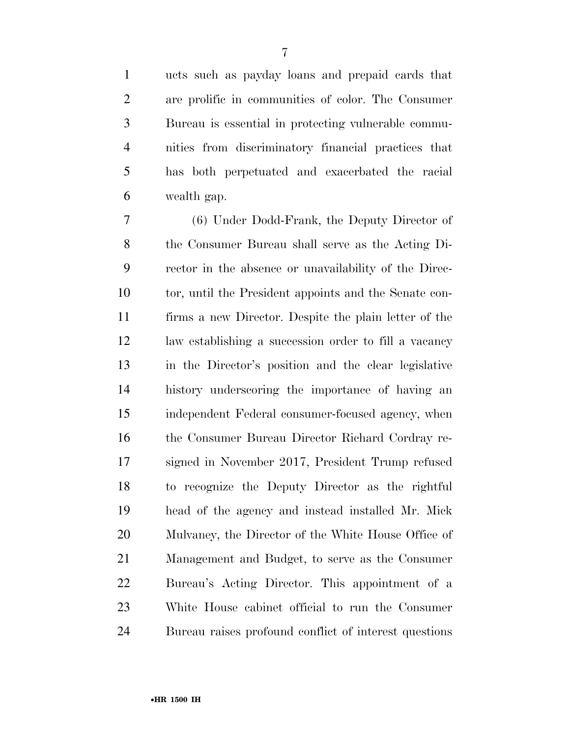ucts such as payday loans and prepaid cards that are prolific in communities of color. The Consumer Bureau is essential in protecting vulnerable communities from discriminatory financial practices that has both perpetuated and exacerbated the racial wealth gap.

(6) Under Dodd-Frank, the Deputy Director of the Consumer Bureau shall serve as the Acting Director in the absence or unavailability of the Director, until the President appoints and the Senate confirms a new Director. Despite the plain letter of the law establishing a succession order to fill a vacancy in the Director's position and the clear legislative history underscoring the importance of having an independent Federal consumer-focused agency, when the Consumer Bureau Director Richard Cordray resigned in November 2017, President Trump refused to recognize the Deputy Director as the rightful head of the agency and instead installed Mr. Mick Mulvaney, the Director of the White House Office of Management and Budget, to serve as the Consumer Bureau's Acting Director. This appointment of a White House cabinet official to run the Consumer Bureau raises profound conflict of interest questions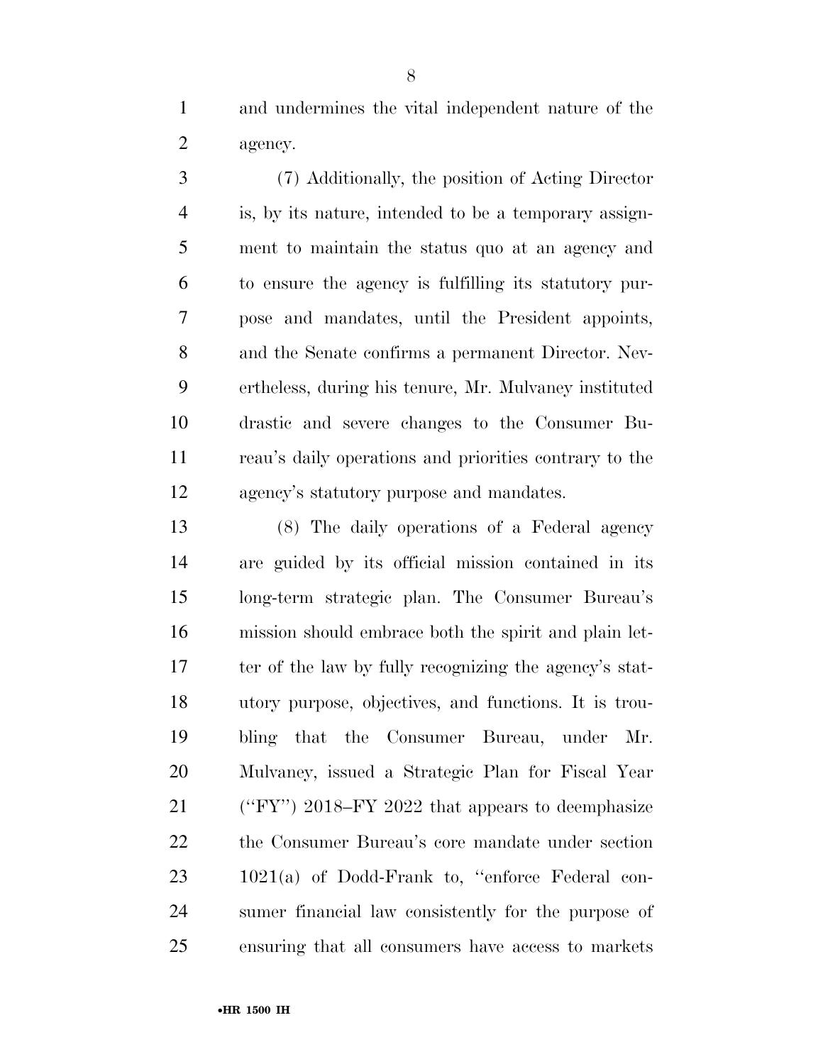and undermines the vital independent nature of the agency.

(7) Additionally, the position of Acting Director is, by its nature, intended to be a temporary assignment to maintain the status quo at an agency and to ensure the agency is fulfilling its statutory purpose and mandates, until the President appoints, and the Senate confirms a permanent Director. Nevertheless, during his tenure, Mr. Mulvaney instituted drastic and severe changes to the Consumer Bureau's daily operations and priorities contrary to the agency's statutory purpose and mandates.

(8) The daily operations of a Federal agency are guided by its official mission contained in its long-term strategic plan. The Consumer Bureau's mission should embrace both the spirit and plain letter of the law by fully recognizing the agency's statutory purpose, objectives, and functions. It is troubling that the Consumer Bureau, under Mr. Mulvaney, issued a Strategic Plan for Fiscal Year (''FY'') 2018–FY 2022 that appears to deemphasize the Consumer Bureau's core mandate under section 1021(a) of Dodd-Frank to, ''enforce Federal consumer financial law consistently for the purpose of ensuring that all consumers have access to markets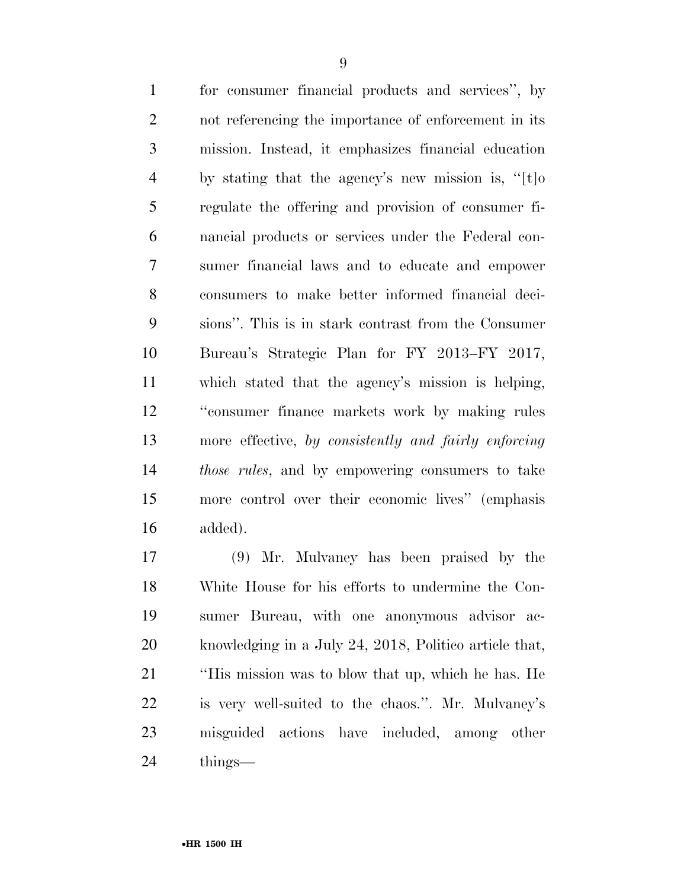for consumer financial products and services'', by not referencing the importance of enforcement in its mission. Instead, it emphasizes financial education by stating that the agency's new mission is, ''[t]o regulate the offering and provision of consumer financial products or services under the Federal consumer financial laws and to educate and empower consumers to make better informed financial decisions''. This is in stark contrast from the Consumer Bureau's Strategic Plan for FY 2013–FY 2017, which stated that the agency's mission is helping, ''consumer finance markets work by making rules more effective, *by consistently and fairly enforcing those rules*, and by empowering consumers to take more control over their economic lives'' (emphasis added).

(9) Mr. Mulvaney has been praised by the White House for his efforts to undermine the Consumer Bureau, with one anonymous advisor acknowledging in a July 24, 2018, Politico article that, ''His mission was to blow that up, which he has. He is very well-suited to the chaos.''. Mr. Mulvaney's misguided actions have included, among other things—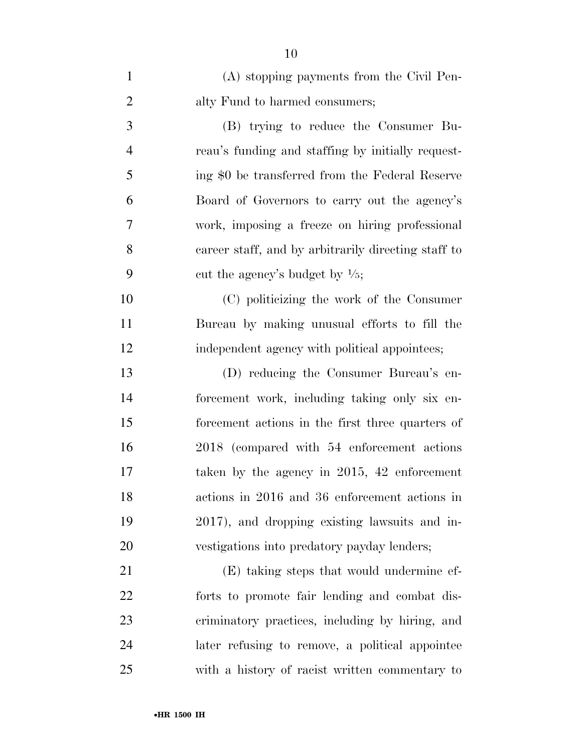(A) stopping payments from the Civil Penalty Fund to harmed consumers;

(B) trying to reduce the Consumer Bureau's funding and staffing by initially requesting $0 be transferred from the Federal Reserve Board of Governors to carry out the agency's work, imposing a freeze on hiring professional career staff, and by arbitrarily directing staff to cut the agency's budget by 1⁄5;

(C) politicizing the work of the Consumer Bureau by making unusual efforts to fill the independent agency with political appointees;

(D) reducing the Consumer Bureau's enforcement work, including taking only six enforcement actions in the first three quarters of 2018 (compared with 54 enforcement actions taken by the agency in 2015, 42 enforcement actions in 2016 and 36 enforcement actions in 2017), and dropping existing lawsuits and investigations into predatory payday lenders;

(E) taking steps that would undermine efforts to promote fair lending and combat discriminatory practices, including by hiring, and later refusing to remove, a political appointee with a history of racist written commentary to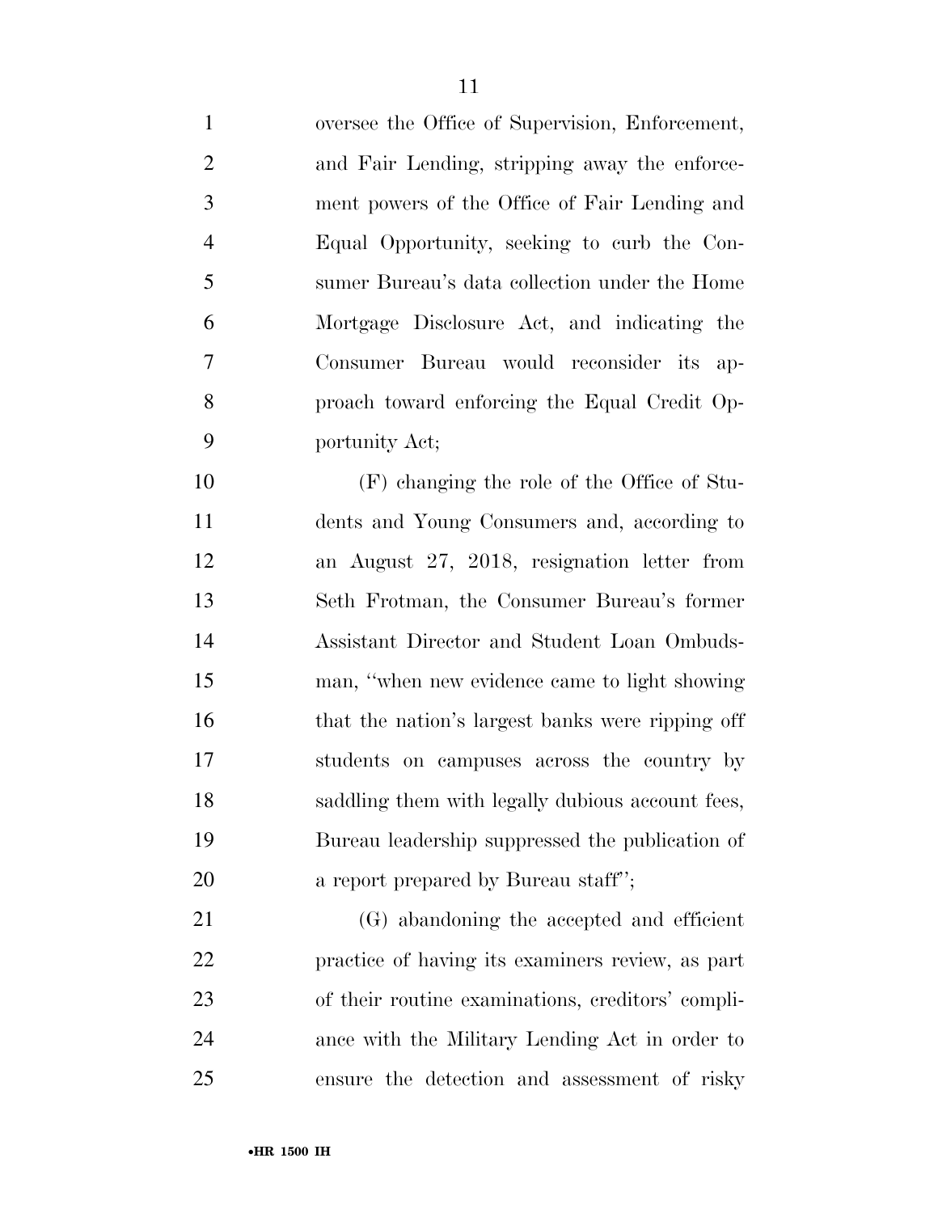oversee the Office of Supervision, Enforcement, and Fair Lending, stripping away the enforcement powers of the Office of Fair Lending and Equal Opportunity, seeking to curb the Consumer Bureau's data collection under the Home Mortgage Disclosure Act, and indicating the Consumer Bureau would reconsider its approach toward enforcing the Equal Credit Opportunity Act;

(F) changing the role of the Office of Students and Young Consumers and, according to an August 27, 2018, resignation letter from Seth Frotman, the Consumer Bureau's former Assistant Director and Student Loan Ombudsman, "when new evidence came to light showing that the nation's largest banks were ripping off students on campuses across the country by saddling them with legally dubious account fees, Bureau leadership suppressed the publication of a report prepared by Bureau staff";

(G) abandoning the accepted and efficient practice of having its examiners review, as part of their routine examinations, creditors' compliance with the Military Lending Act in order to ensure the detection and assessment of risky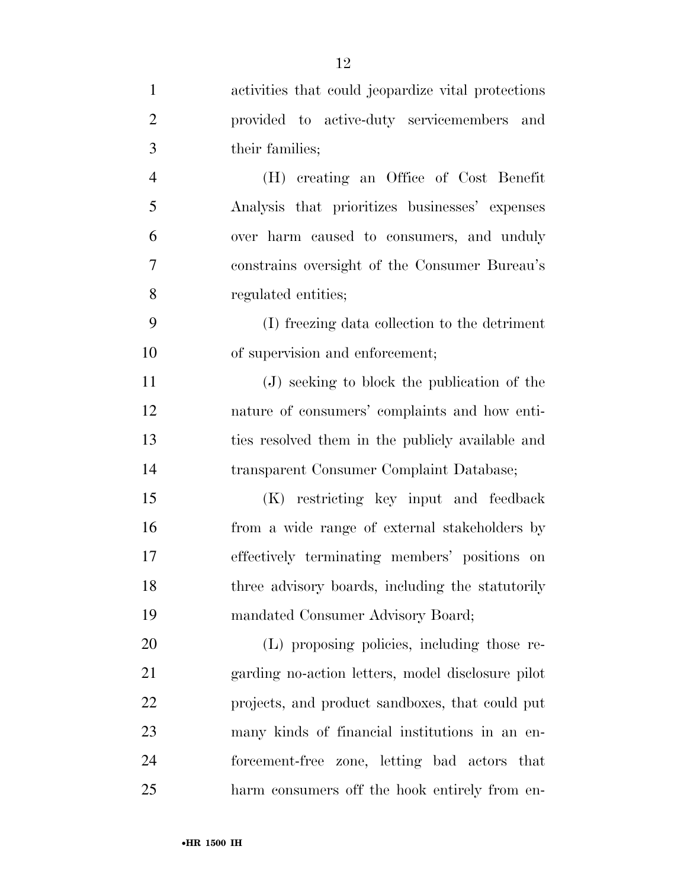activities that could jeopardize vital protections provided to active-duty servicemembers and their families;

(H) creating an Office of Cost Benefit Analysis that prioritizes businesses' expenses over harm caused to consumers, and unduly constrains oversight of the Consumer Bureau's regulated entities;

(I) freezing data collection to the detriment of supervision and enforcement;

(J) seeking to block the publication of the nature of consumers' complaints and how entities resolved them in the publicly available and transparent Consumer Complaint Database;

(K) restricting key input and feedback from a wide range of external stakeholders by effectively terminating members' positions on three advisory boards, including the statutorily mandated Consumer Advisory Board;

(L) proposing policies, including those regarding no-action letters, model disclosure pilot projects, and product sandboxes, that could put many kinds of financial institutions in an enforcement-free zone, letting bad actors that harm consumers off the hook entirely from en-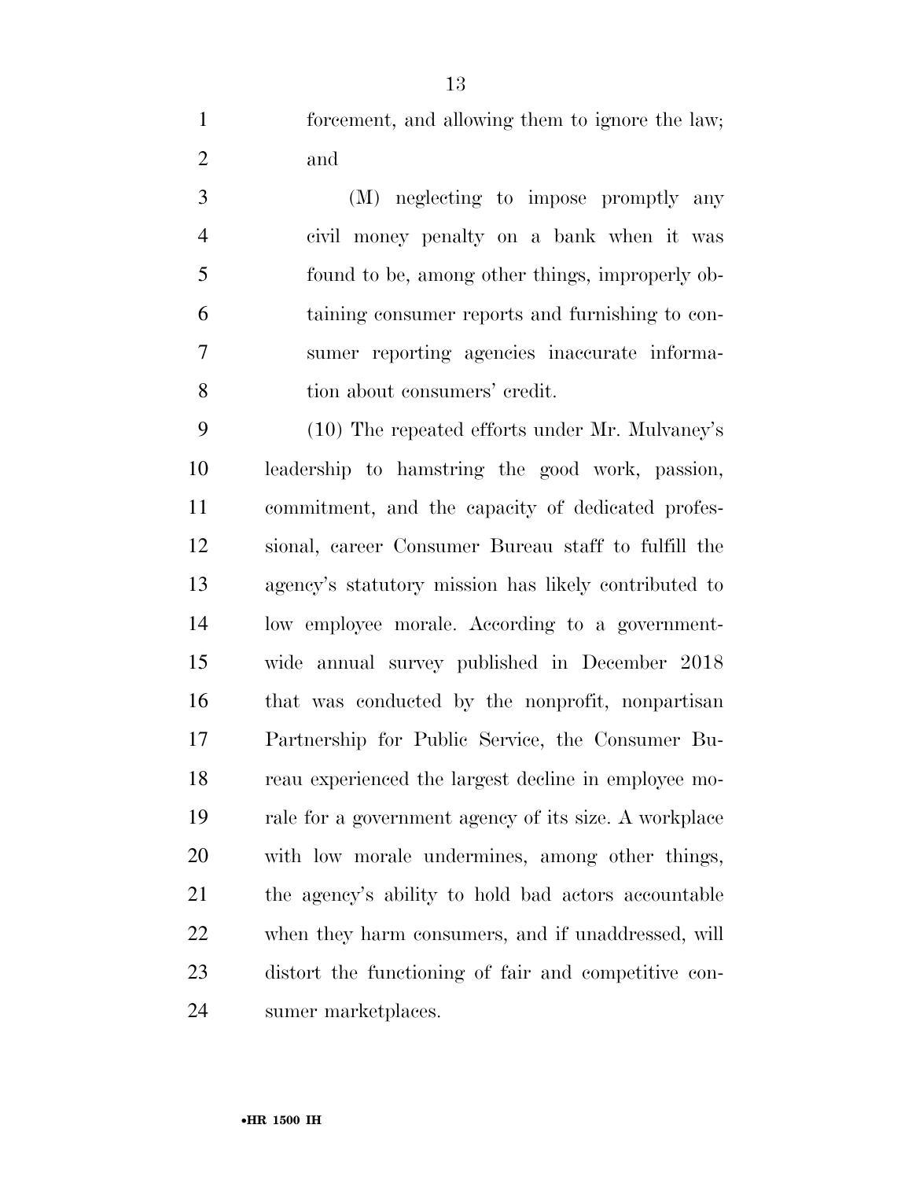forcement, and allowing them to ignore the law; and

(M) neglecting to impose promptly any civil money penalty on a bank when it was found to be, among other things, improperly obtaining consumer reports and furnishing to consumer reporting agencies inaccurate information about consumers' credit.

(10) The repeated efforts under Mr. Mulvaney's leadership to hamstring the good work, passion, commitment, and the capacity of dedicated professional, career Consumer Bureau staff to fulfill the agency's statutory mission has likely contributed to low employee morale. According to a government-wide annual survey published in December 2018 that was conducted by the nonprofit, nonpartisan Partnership for Public Service, the Consumer Bureau experienced the largest decline in employee morale for a government agency of its size. A workplace with low morale undermines, among other things, the agency's ability to hold bad actors accountable when they harm consumers, and if unaddressed, will distort the functioning of fair and competitive consumer marketplaces.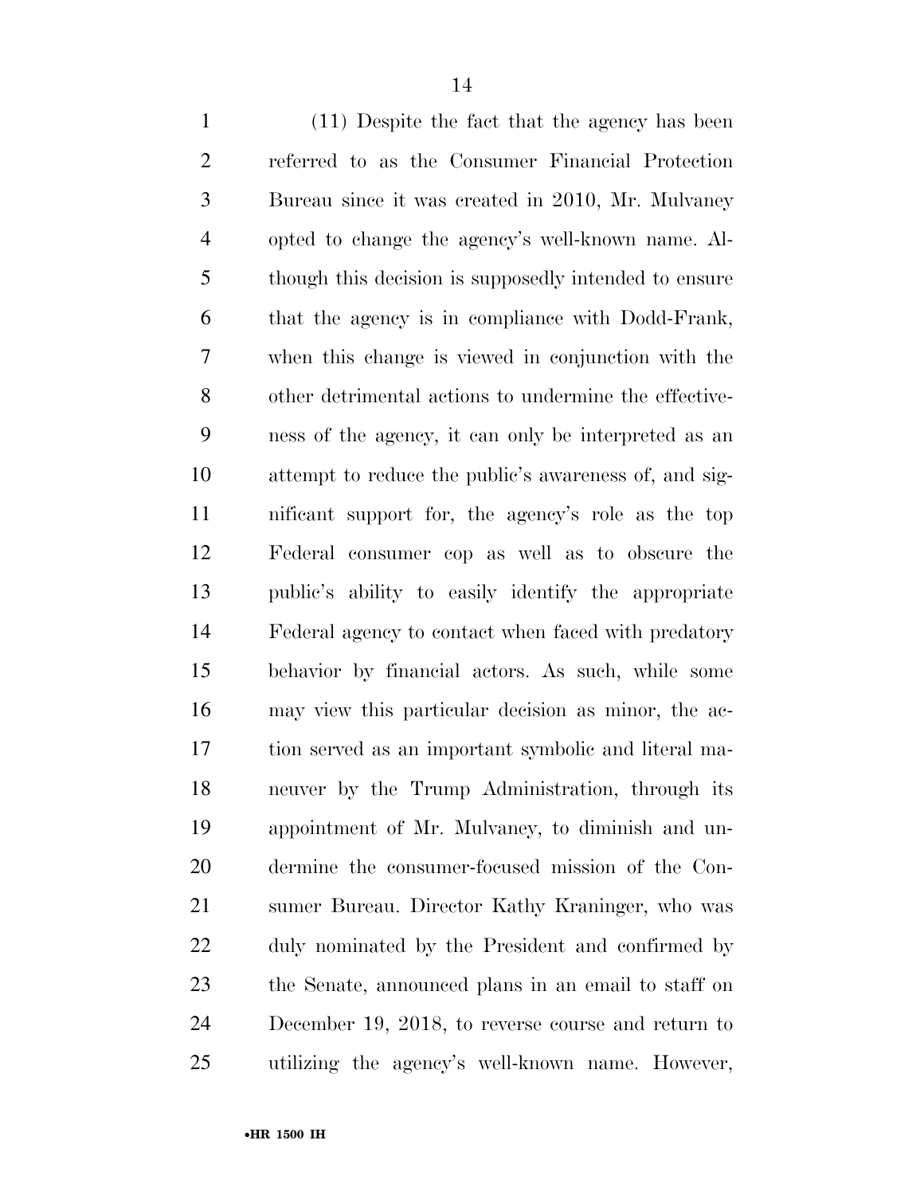(11) Despite the fact that the agency has been referred to as the Consumer Financial Protection Bureau since it was created in 2010, Mr. Mulvaney opted to change the agency's well-known name. Although this decision is supposedly intended to ensure that the agency is in compliance with Dodd-Frank, when this change is viewed in conjunction with the other detrimental actions to undermine the effectiveness of the agency, it can only be interpreted as an attempt to reduce the public's awareness of, and significant support for, the agency's role as the top Federal consumer cop as well as to obscure the public's ability to easily identify the appropriate Federal agency to contact when faced with predatory behavior by financial actors. As such, while some may view this particular decision as minor, the action served as an important symbolic and literal maneuver by the Trump Administration, through its appointment of Mr. Mulvaney, to diminish and undermine the consumer-focused mission of the Consumer Bureau. Director Kathy Kraninger, who was duly nominated by the President and confirmed by the Senate, announced plans in an email to staff on December 19, 2018, to reverse course and return to utilizing the agency's well-known name. However,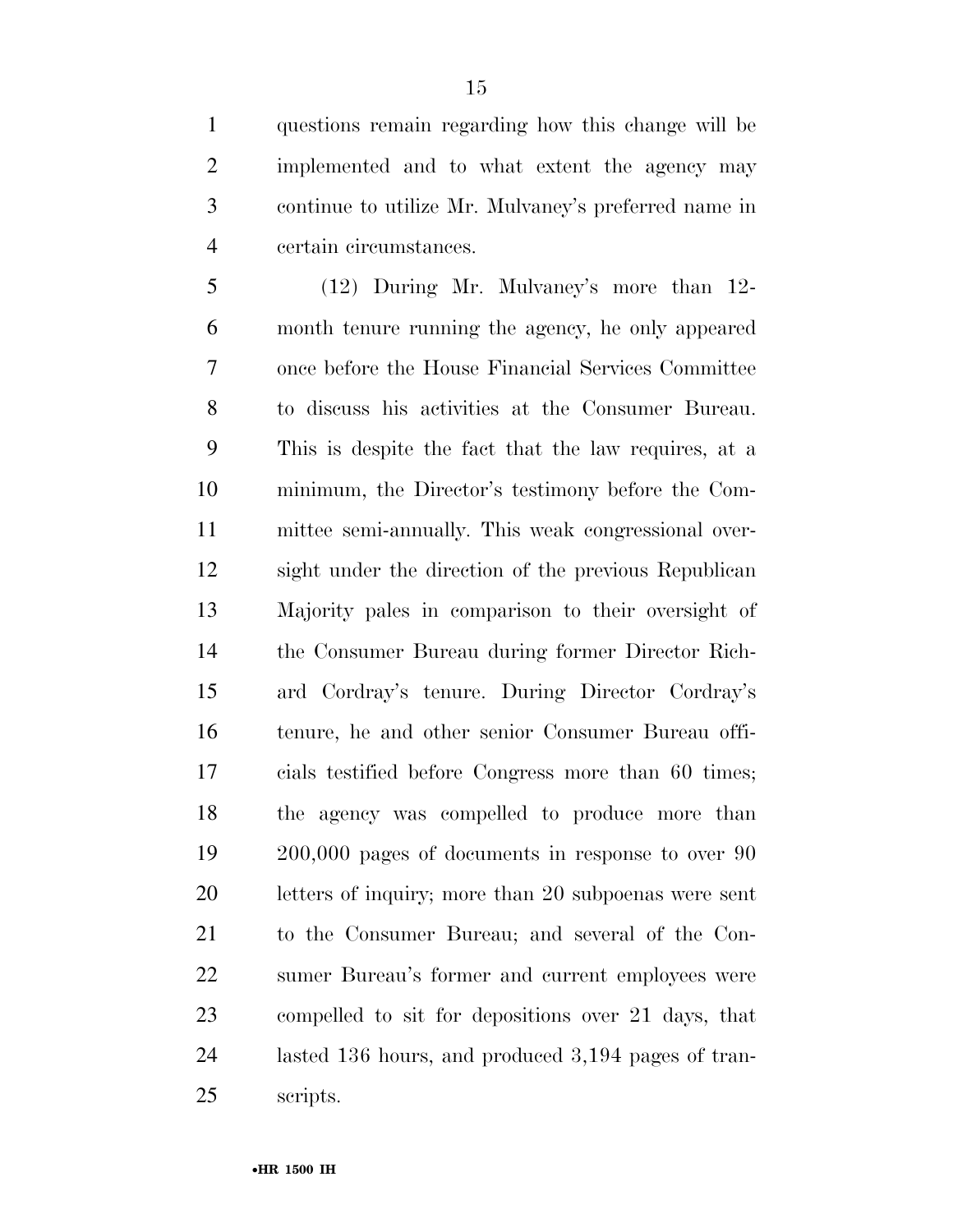questions remain regarding how this change will be implemented and to what extent the agency may continue to utilize Mr. Mulvaney's preferred name in certain circumstances.

(12) During Mr. Mulvaney's more than 12-month tenure running the agency, he only appeared once before the House Financial Services Committee to discuss his activities at the Consumer Bureau. This is despite the fact that the law requires, at a minimum, the Director's testimony before the Committee semi-annually. This weak congressional oversight under the direction of the previous Republican Majority pales in comparison to their oversight of the Consumer Bureau during former Director Richard Cordray's tenure. During Director Cordray's tenure, he and other senior Consumer Bureau officials testified before Congress more than 60 times; the agency was compelled to produce more than 200,000 pages of documents in response to over 90 letters of inquiry; more than 20 subpoenas were sent to the Consumer Bureau; and several of the Consumer Bureau's former and current employees were compelled to sit for depositions over 21 days, that lasted 136 hours, and produced 3,194 pages of transcripts.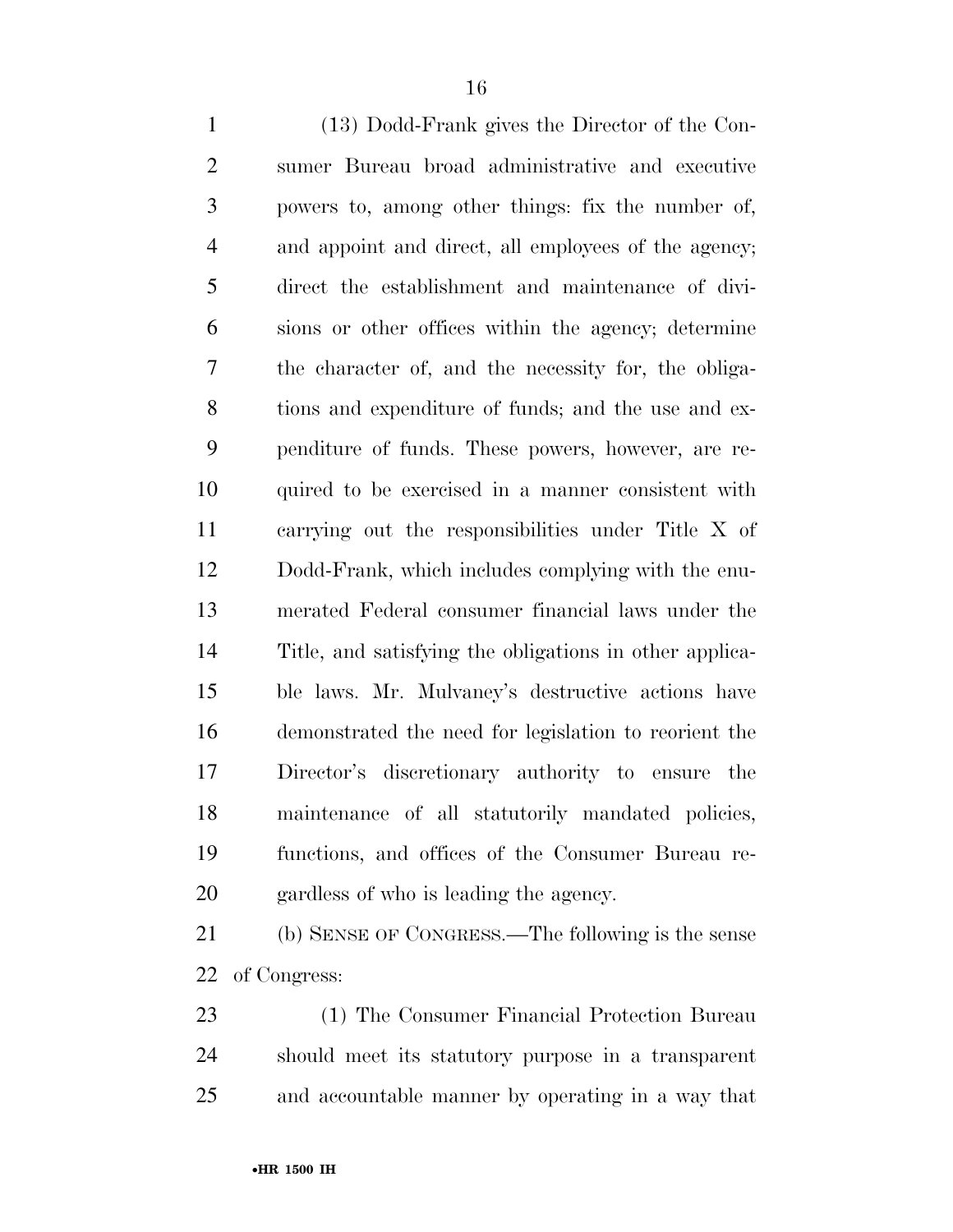(13) Dodd-Frank gives the Director of the Consumer Bureau broad administrative and executive powers to, among other things: fix the number of, and appoint and direct, all employees of the agency; direct the establishment and maintenance of divisions or other offices within the agency; determine the character of, and the necessity for, the obligations and expenditure of funds; and the use and expenditure of funds. These powers, however, are required to be exercised in a manner consistent with carrying out the responsibilities under Title X of Dodd-Frank, which includes complying with the enumerated Federal consumer financial laws under the Title, and satisfying the obligations in other applicable laws. Mr. Mulvaney's destructive actions have demonstrated the need for legislation to reorient the Director's discretionary authority to ensure the maintenance of all statutorily mandated policies, functions, and offices of the Consumer Bureau regardless of who is leading the agency.

(b) SENSE OF CONGRESS.—The following is the sense of Congress:

(1) The Consumer Financial Protection Bureau should meet its statutory purpose in a transparent and accountable manner by operating in a way that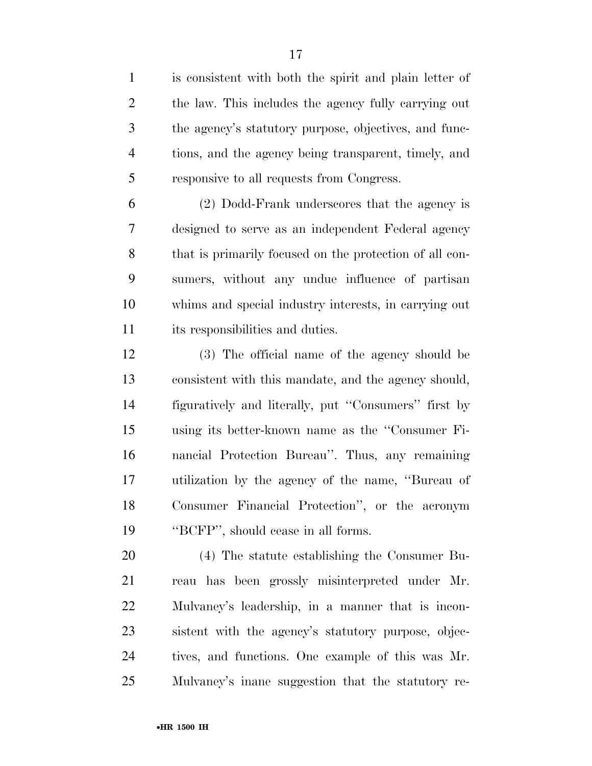is consistent with both the spirit and plain letter of the law. This includes the agency fully carrying out the agency's statutory purpose, objectives, and functions, and the agency being transparent, timely, and responsive to all requests from Congress.

(2) Dodd-Frank underscores that the agency is designed to serve as an independent Federal agency that is primarily focused on the protection of all consumers, without any undue influence of partisan whims and special industry interests, in carrying out its responsibilities and duties.

(3) The official name of the agency should be consistent with this mandate, and the agency should, figuratively and literally, put ''Consumers'' first by using its better-known name as the ''Consumer Financial Protection Bureau''. Thus, any remaining utilization by the agency of the name, ''Bureau of Consumer Financial Protection'', or the acronym ''BCFP'', should cease in all forms.

(4) The statute establishing the Consumer Bureau has been grossly misinterpreted under Mr. Mulvaney's leadership, in a manner that is inconsistent with the agency's statutory purpose, objectives, and functions. One example of this was Mr. Mulvaney's inane suggestion that the statutory re-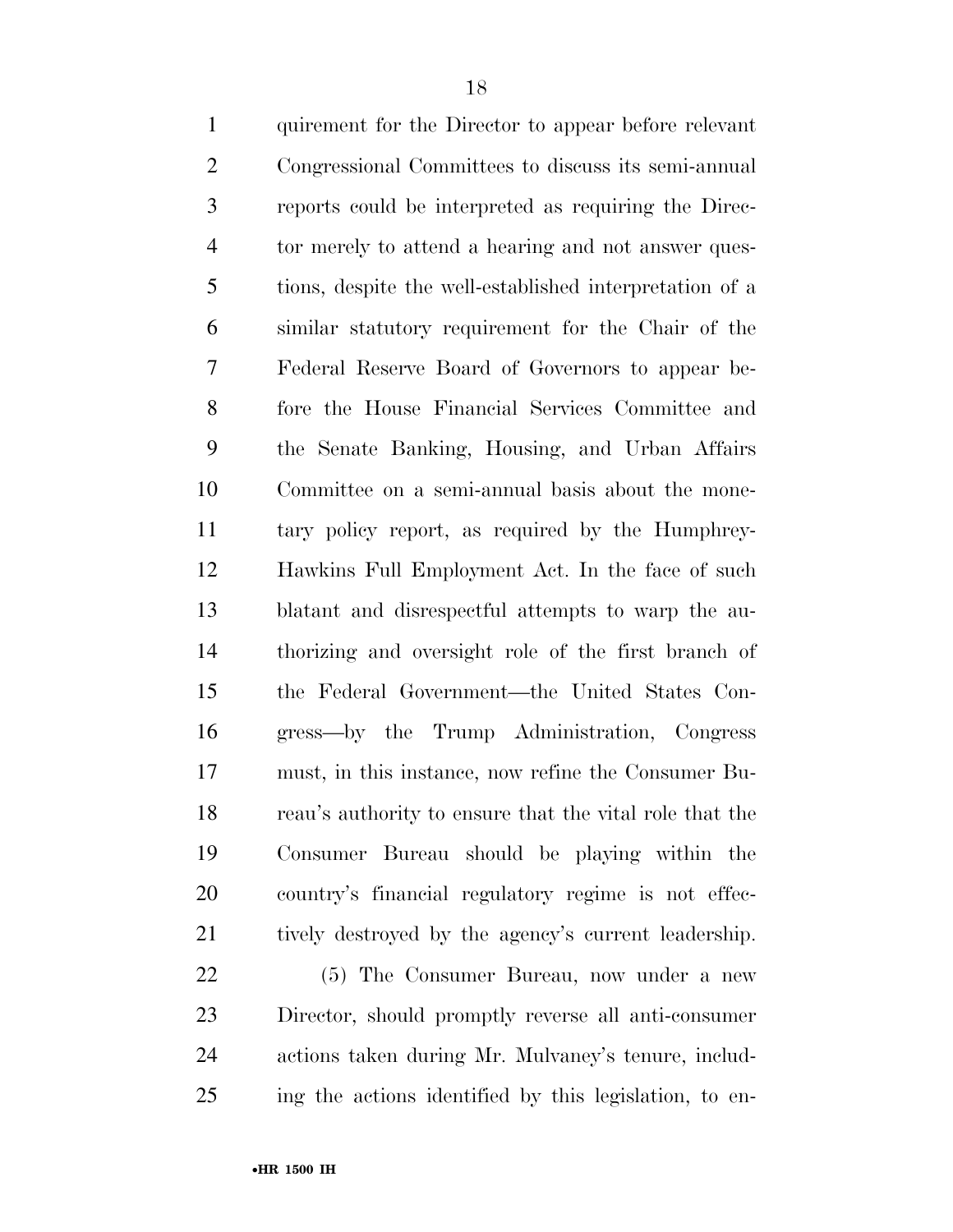quirement for the Director to appear before relevant Congressional Committees to discuss its semi-annual reports could be interpreted as requiring the Director merely to attend a hearing and not answer questions, despite the well-established interpretation of a similar statutory requirement for the Chair of the Federal Reserve Board of Governors to appear before the House Financial Services Committee and the Senate Banking, Housing, and Urban Affairs Committee on a semi-annual basis about the monetary policy report, as required by the Humphrey-Hawkins Full Employment Act. In the face of such blatant and disrespectful attempts to warp the authorizing and oversight role of the first branch of the Federal Government—the United States Congress—by the Trump Administration, Congress must, in this instance, now refine the Consumer Bureau's authority to ensure that the vital role that the Consumer Bureau should be playing within the country's financial regulatory regime is not effectively destroyed by the agency's current leadership.

(5) The Consumer Bureau, now under a new Director, should promptly reverse all anti-consumer actions taken during Mr. Mulvaney's tenure, including the actions identified by this legislation, to en-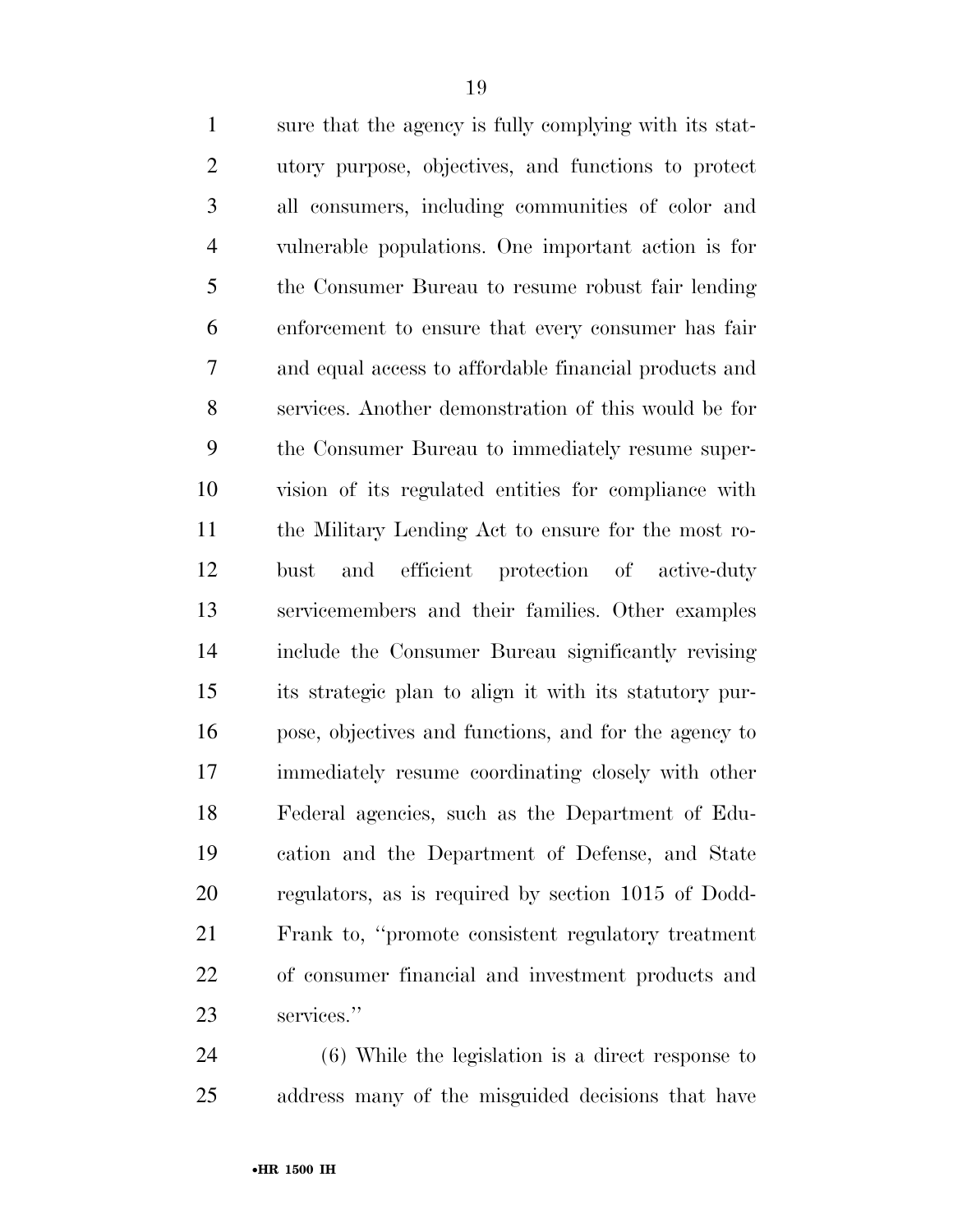sure that the agency is fully complying with its statutory purpose, objectives, and functions to protect all consumers, including communities of color and vulnerable populations. One important action is for the Consumer Bureau to resume robust fair lending enforcement to ensure that every consumer has fair and equal access to affordable financial products and services. Another demonstration of this would be for the Consumer Bureau to immediately resume supervision of its regulated entities for compliance with the Military Lending Act to ensure for the most robust and efficient protection of active-duty servicemembers and their families. Other examples include the Consumer Bureau significantly revising its strategic plan to align it with its statutory purpose, objectives and functions, and for the agency to immediately resume coordinating closely with other Federal agencies, such as the Department of Education and the Department of Defense, and State regulators, as is required by section 1015 of Dodd-Frank to, ''promote consistent regulatory treatment of consumer financial and investment products and services.''

(6) While the legislation is a direct response to address many of the misguided decisions that have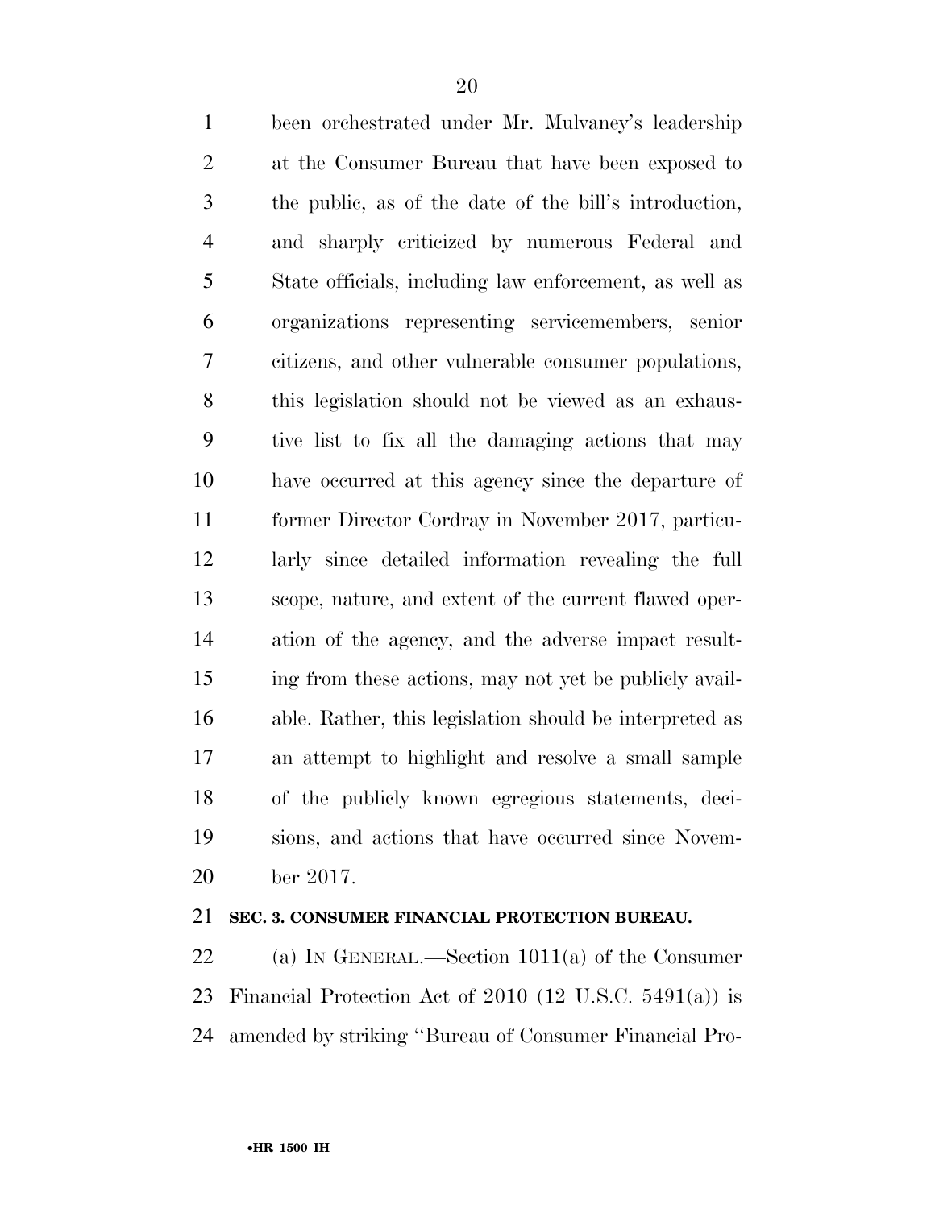been orchestrated under Mr. Mulvaney's leadership at the Consumer Bureau that have been exposed to the public, as of the date of the bill's introduction, and sharply criticized by numerous Federal and State officials, including law enforcement, as well as organizations representing servicemembers, senior citizens, and other vulnerable consumer populations, this legislation should not be viewed as an exhaustive list to fix all the damaging actions that may have occurred at this agency since the departure of former Director Cordray in November 2017, particularly since detailed information revealing the full scope, nature, and extent of the current flawed operation of the agency, and the adverse impact resulting from these actions, may not yet be publicly available. Rather, this legislation should be interpreted as an attempt to highlight and resolve a small sample of the publicly known egregious statements, decisions, and actions that have occurred since November 2017.

**SEC. 3. CONSUMER FINANCIAL PROTECTION BUREAU.**

(a) IN GENERAL.—Section 1011(a) of the Consumer Financial Protection Act of 2010 (12 U.S.C. 5491(a)) is amended by striking ''Bureau of Consumer Financial Pro-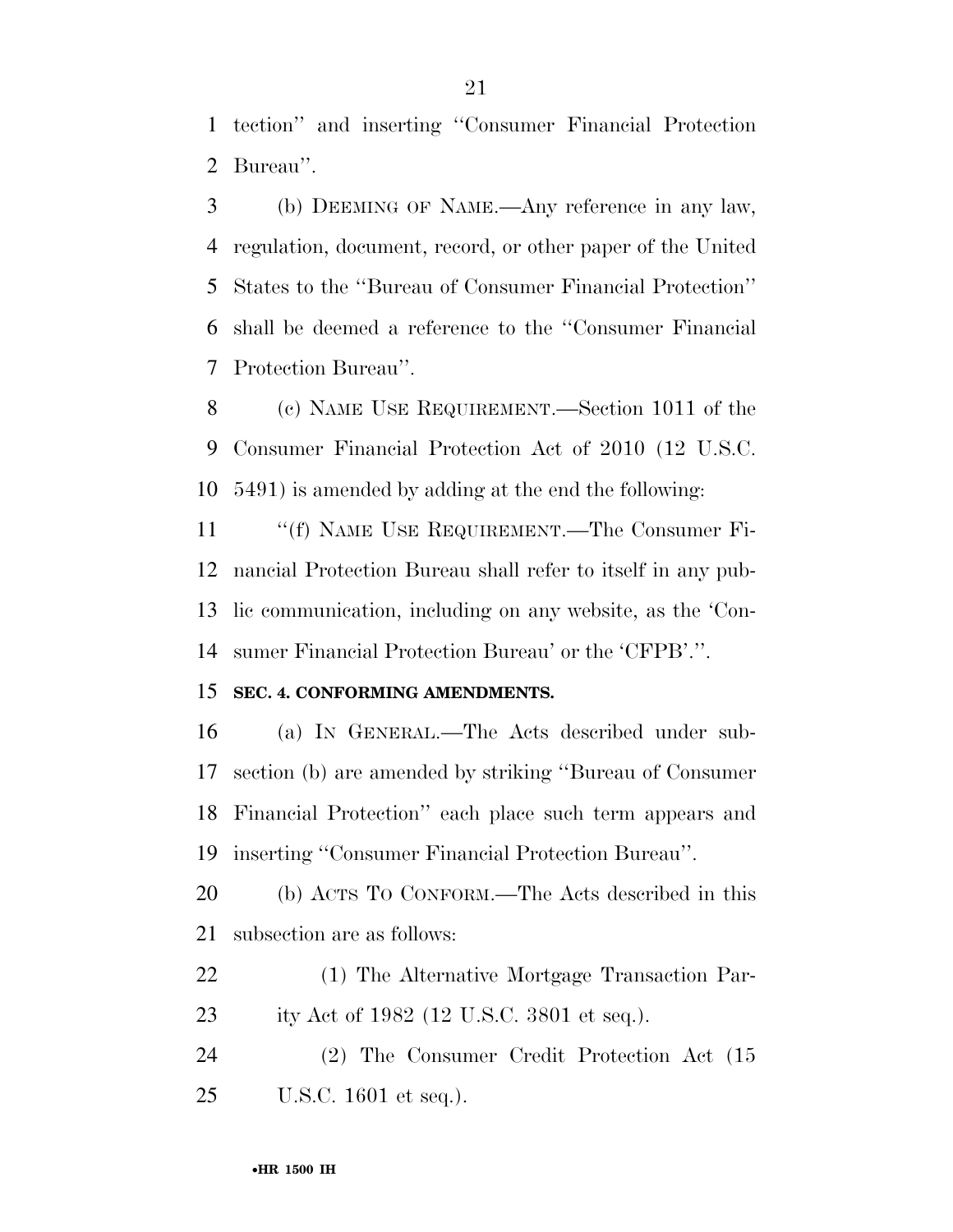tection'' and inserting ''Consumer Financial Protection Bureau''.

(b) DEEMING OF NAME.—Any reference in any law, regulation, document, record, or other paper of the United States to the ''Bureau of Consumer Financial Protection'' shall be deemed a reference to the ''Consumer Financial Protection Bureau''.

(c) NAME USE REQUIREMENT.—Section 1011 of the Consumer Financial Protection Act of 2010 (12 U.S.C. 5491) is amended by adding at the end the following:

''(f) NAME USE REQUIREMENT.—The Consumer Financial Protection Bureau shall refer to itself in any public communication, including on any website, as the 'Consumer Financial Protection Bureau' or the 'CFPB'.''.

**SEC. 4. CONFORMING AMENDMENTS.**

(a) IN GENERAL.—The Acts described under subsection (b) are amended by striking ''Bureau of Consumer Financial Protection'' each place such term appears and inserting ''Consumer Financial Protection Bureau''.

(b) ACTS TO CONFORM.—The Acts described in this subsection are as follows:

(1) The Alternative Mortgage Transaction Parity Act of 1982 (12 U.S.C. 3801 et seq.).

(2) The Consumer Credit Protection Act (15 U.S.C. 1601 et seq.).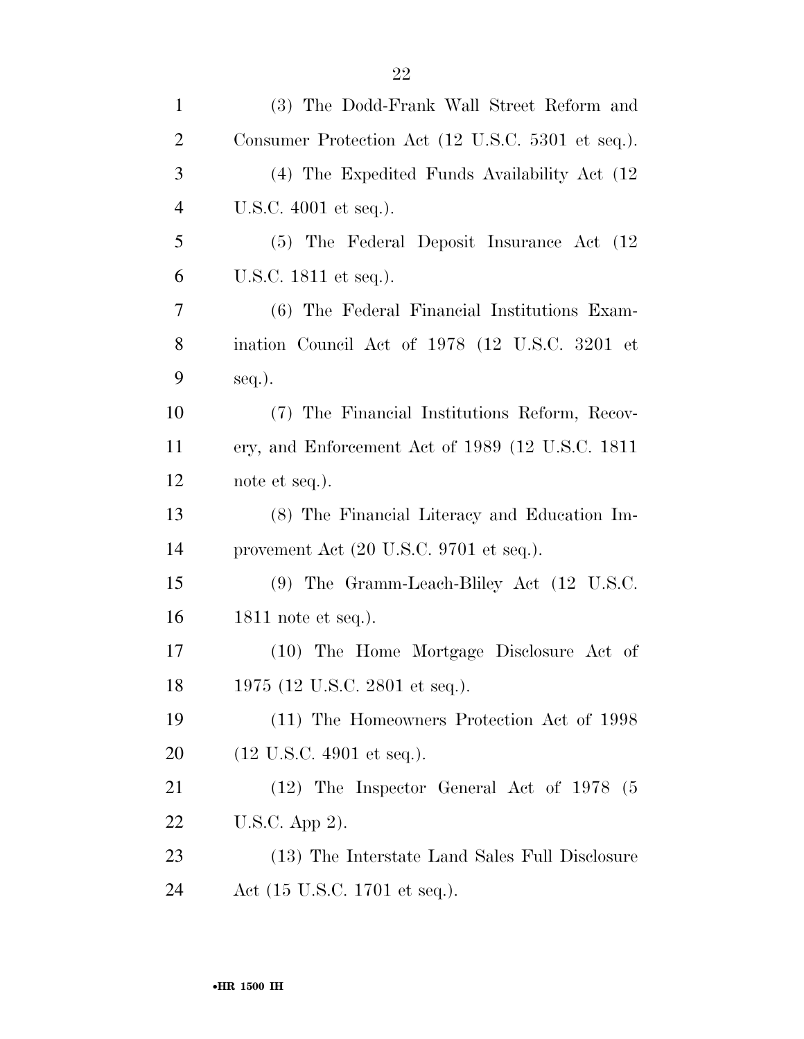(3) The Dodd-Frank Wall Street Reform and Consumer Protection Act (12 U.S.C. 5301 et seq.).

(4) The Expedited Funds Availability Act (12 U.S.C. 4001 et seq.).

(5) The Federal Deposit Insurance Act (12 U.S.C. 1811 et seq.).

(6) The Federal Financial Institutions Examination Council Act of 1978 (12 U.S.C. 3201 et seq.).

(7) The Financial Institutions Reform, Recovery, and Enforcement Act of 1989 (12 U.S.C. 1811 note et seq.).

(8) The Financial Literacy and Education Improvement Act (20 U.S.C. 9701 et seq.).

(9) The Gramm-Leach-Bliley Act (12 U.S.C. 1811 note et seq.).

(10) The Home Mortgage Disclosure Act of 1975 (12 U.S.C. 2801 et seq.).

(11) The Homeowners Protection Act of 1998 (12 U.S.C. 4901 et seq.).

(12) The Inspector General Act of 1978 (5 U.S.C. App 2).

(13) The Interstate Land Sales Full Disclosure Act (15 U.S.C. 1701 et seq.).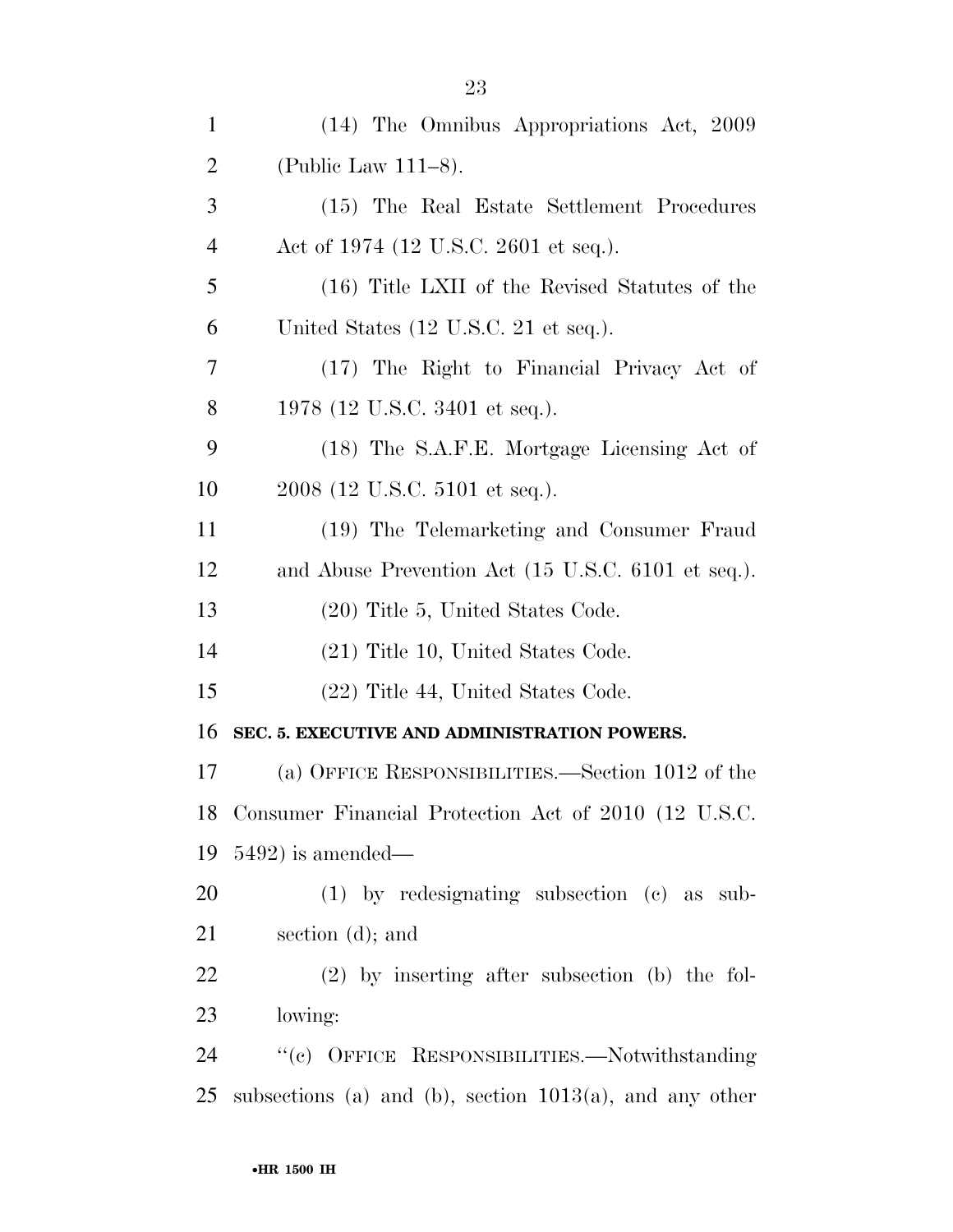(14) The Omnibus Appropriations Act, 2009 (Public Law 111–8).

(15) The Real Estate Settlement Procedures Act of 1974 (12 U.S.C. 2601 et seq.).

(16) Title LXII of the Revised Statutes of the United States (12 U.S.C. 21 et seq.).

(17) The Right to Financial Privacy Act of 1978 (12 U.S.C. 3401 et seq.).

(18) The S.A.F.E. Mortgage Licensing Act of 2008 (12 U.S.C. 5101 et seq.).

(19) The Telemarketing and Consumer Fraud and Abuse Prevention Act (15 U.S.C. 6101 et seq.).

(20) Title 5, United States Code.

(21) Title 10, United States Code.

(22) Title 44, United States Code.

**SEC. 5. EXECUTIVE AND ADMINISTRATION POWERS.**

(a) OFFICE RESPONSIBILITIES.—Section 1012 of the Consumer Financial Protection Act of 2010 (12 U.S.C. 5492) is amended—

(1) by redesignating subsection (c) as subsection (d); and

(2) by inserting after subsection (b) the following:

''(c) OFFICE RESPONSIBILITIES.—Notwithstanding subsections (a) and (b), section 1013(a), and any other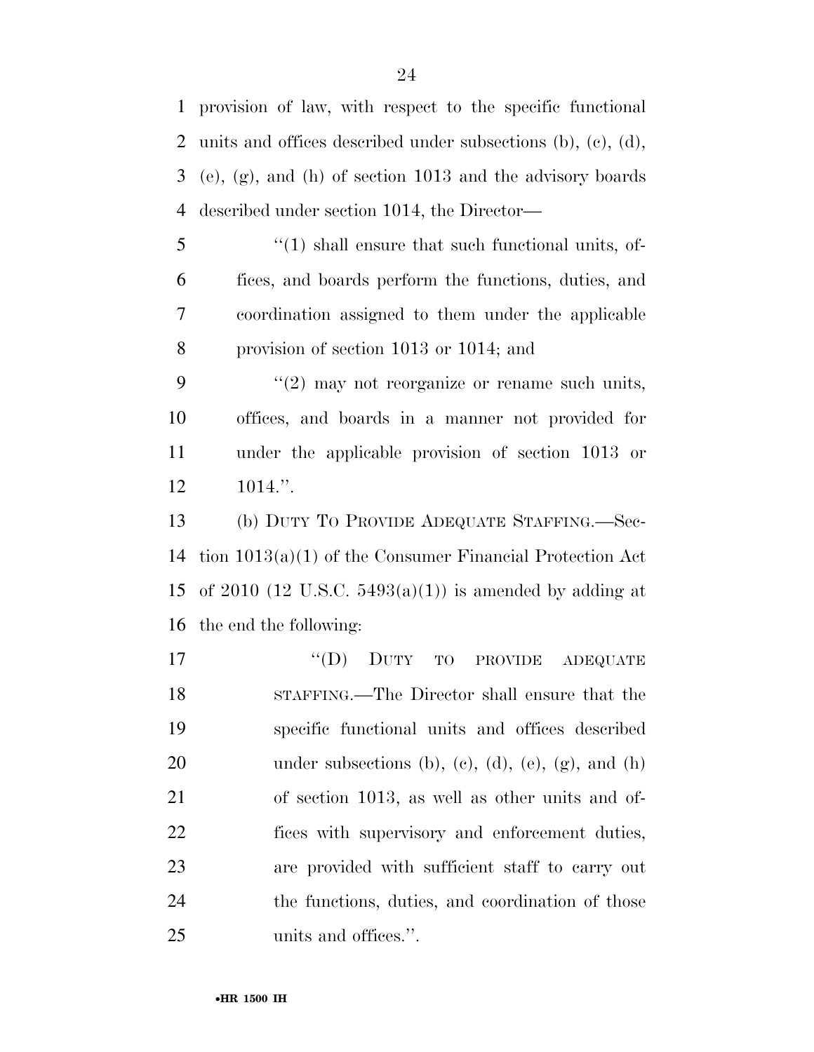provision of law, with respect to the specific functional units and offices described under subsections (b), (c), (d), (e), (g), and (h) of section 1013 and the advisory boards described under section 1014, the Director—

"(1) shall ensure that such functional units, offices, and boards perform the functions, duties, and coordination assigned to them under the applicable provision of section 1013 or 1014; and

"(2) may not reorganize or rename such units, offices, and boards in a manner not provided for under the applicable provision of section 1013 or 1014.".

(b) DUTY TO PROVIDE ADEQUATE STAFFING.—Section 1013(a)(1) of the Consumer Financial Protection Act of 2010 (12 U.S.C. 5493(a)(1)) is amended by adding at the end the following:

"(D) DUTY TO PROVIDE ADEQUATE STAFFING.—The Director shall ensure that the specific functional units and offices described under subsections (b), (c), (d), (e), (g), and (h) of section 1013, as well as other units and offices with supervisory and enforcement duties, are provided with sufficient staff to carry out the functions, duties, and coordination of those units and offices.".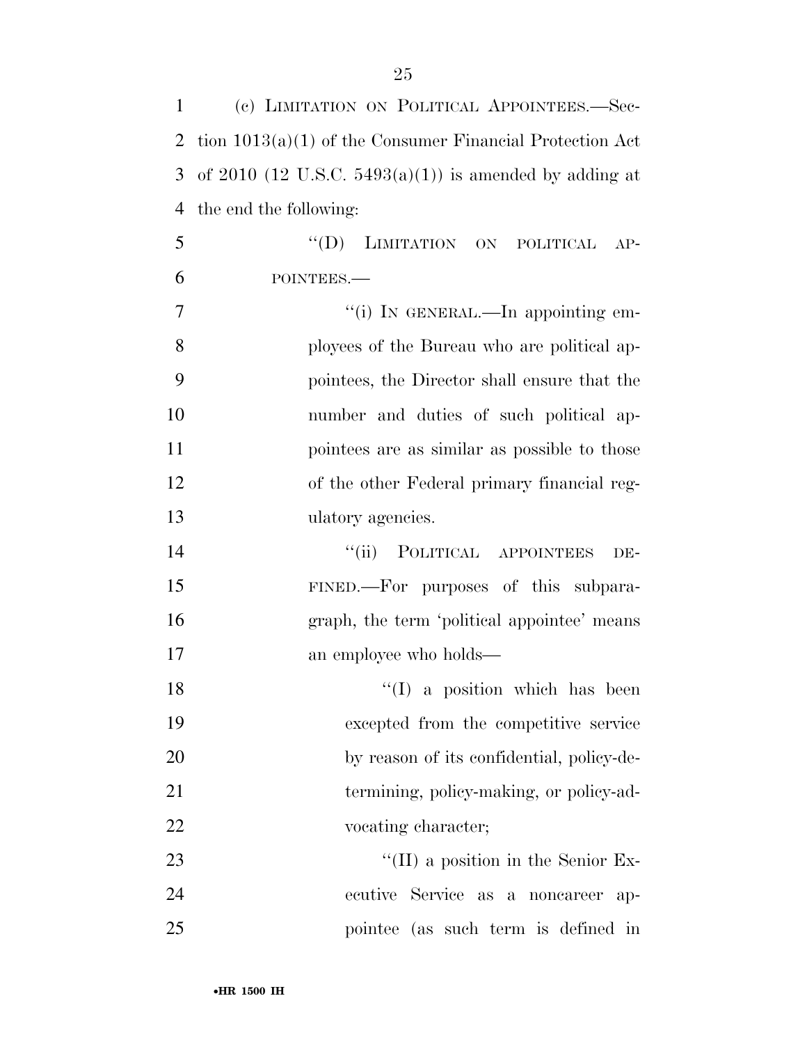(c) LIMITATION ON POLITICAL APPOINTEES.—Section 1013(a)(1) of the Consumer Financial Protection Act of 2010 (12 U.S.C. 5493(a)(1)) is amended by adding at the end the following:

"(D) LIMITATION ON POLITICAL APPOINTEES.—

"(i) IN GENERAL.—In appointing employees of the Bureau who are political appointees, the Director shall ensure that the number and duties of such political appointees are as similar as possible to those of the other Federal primary financial regulatory agencies.

"(ii) POLITICAL APPOINTEES DEFINED.—For purposes of this subparagraph, the term 'political appointee' means an employee who holds—

"(I) a position which has been excepted from the competitive service by reason of its confidential, policy-determining, policy-making, or policy-advocating character;

"(II) a position in the Senior Executive Service as a noncareer appointee (as such term is defined in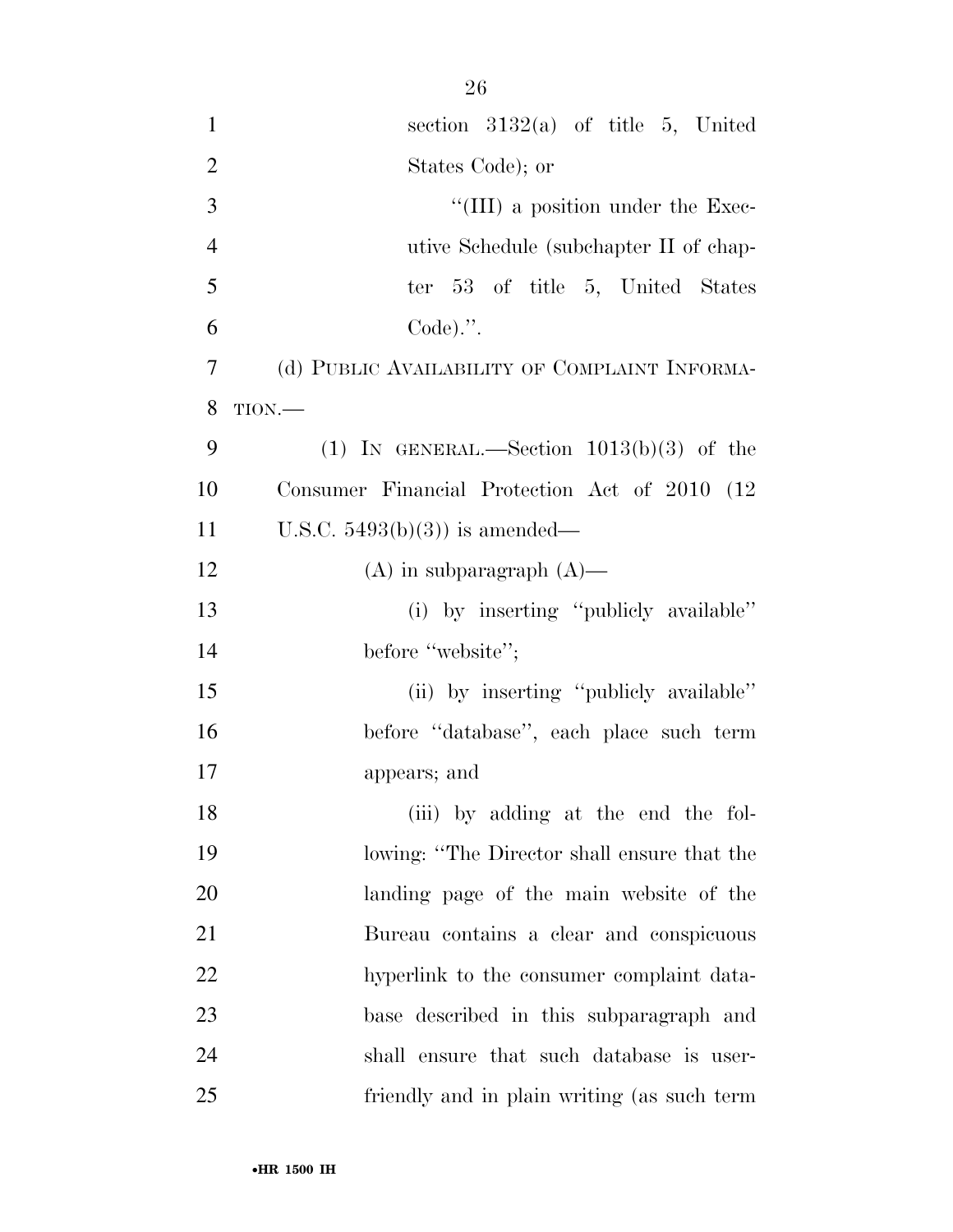section 3132(a) of title 5, United States Code); or

"(III) a position under the Executive Schedule (subchapter II of chapter 53 of title 5, United States Code).".

(d) PUBLIC AVAILABILITY OF COMPLAINT INFORMATION.—

(1) IN GENERAL.—Section 1013(b)(3) of the Consumer Financial Protection Act of 2010 (12 U.S.C. 5493(b)(3)) is amended—

(A) in subparagraph (A)—

(i) by inserting "publicly available" before "website";

(ii) by inserting "publicly available" before "database", each place such term appears; and

(iii) by adding at the end the following: "The Director shall ensure that the landing page of the main website of the Bureau contains a clear and conspicuous hyperlink to the consumer complaint database described in this subparagraph and shall ensure that such database is user-friendly and in plain writing (as such term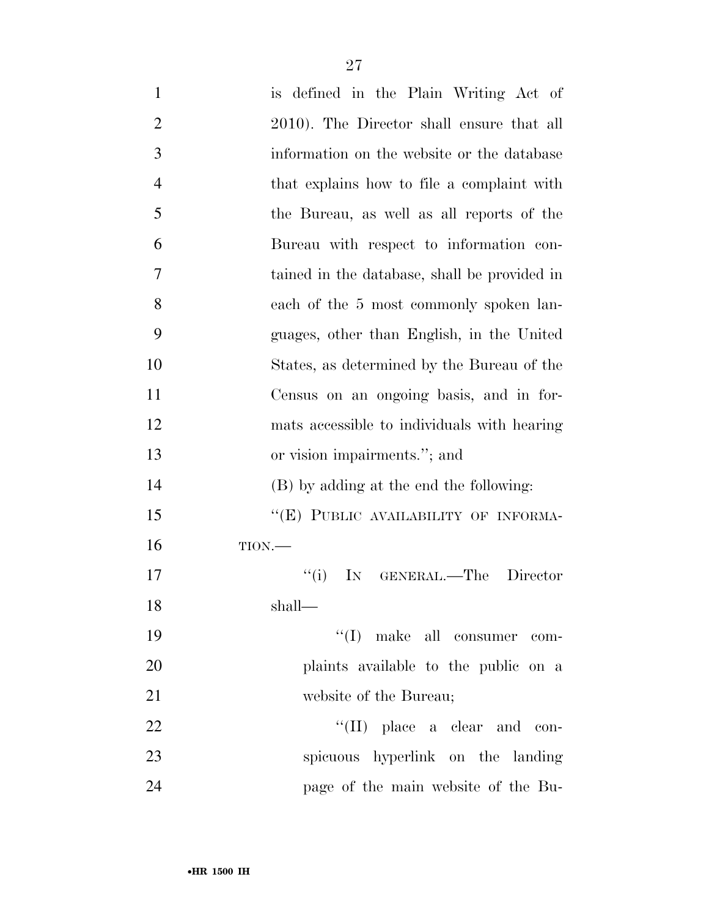is defined in the Plain Writing Act of 2010). The Director shall ensure that all information on the website or the database that explains how to file a complaint with the Bureau, as well as all reports of the Bureau with respect to information contained in the database, shall be provided in each of the 5 most commonly spoken languages, other than English, in the United States, as determined by the Bureau of the Census on an ongoing basis, and in formats accessible to individuals with hearing or vision impairments.''; and

(B) by adding at the end the following:

''(E) PUBLIC AVAILABILITY OF INFORMATION.—

''(i) IN GENERAL.—The Director shall—

''(I) make all consumer complaints available to the public on a website of the Bureau;

''(II) place a clear and conspicuous hyperlink on the landing page of the main website of the Bu-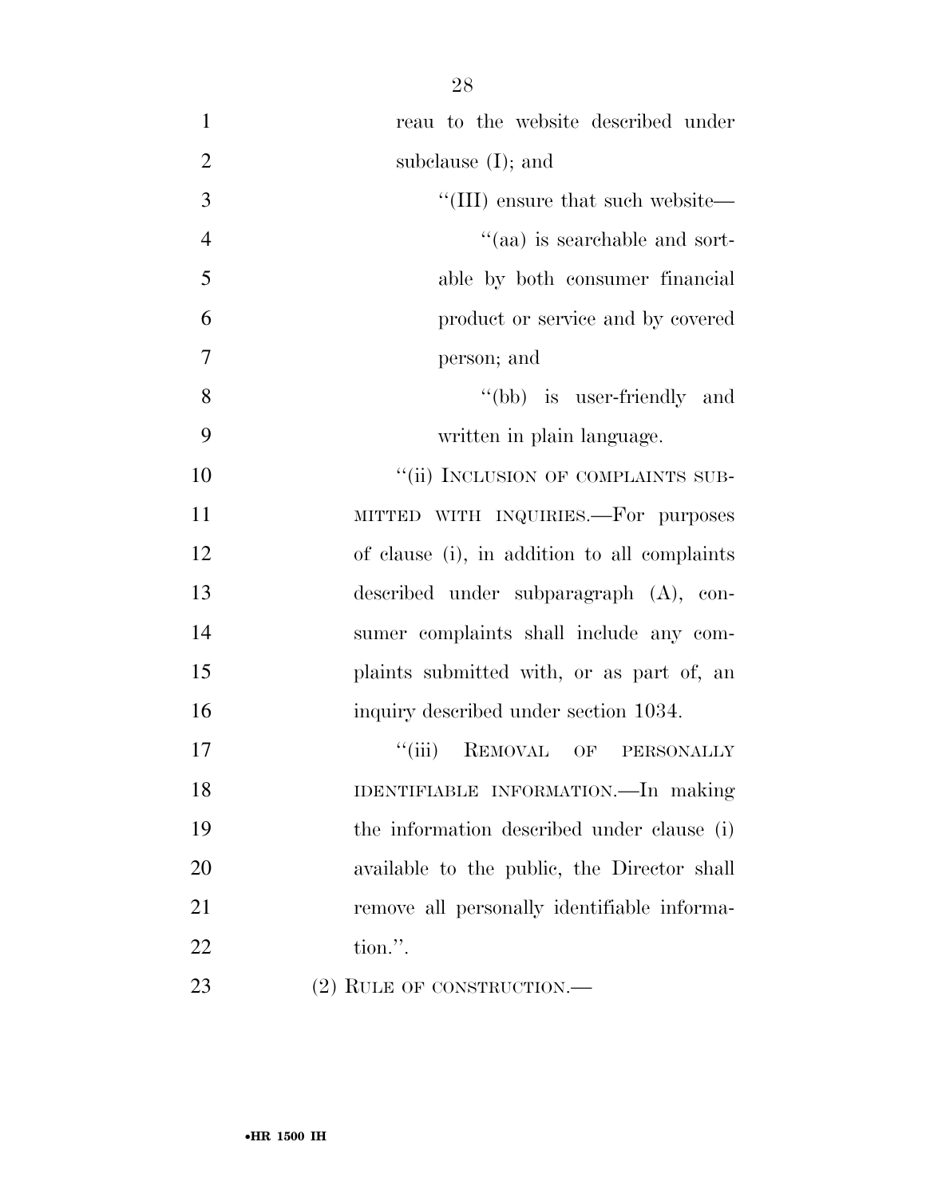reau to the website described under subclause (I); and

"(III) ensure that such website—

"(aa) is searchable and sortable by both consumer financial product or service and by covered person; and

"(bb) is user-friendly and written in plain language.

"(ii) INCLUSION OF COMPLAINTS SUBMITTED WITH INQUIRIES.—For purposes of clause (i), in addition to all complaints described under subparagraph (A), consumer complaints shall include any complaints submitted with, or as part of, an inquiry described under section 1034.

"(iii) REMOVAL OF PERSONALLY IDENTIFIABLE INFORMATION.—In making the information described under clause (i) available to the public, the Director shall remove all personally identifiable information.".

(2) RULE OF CONSTRUCTION.—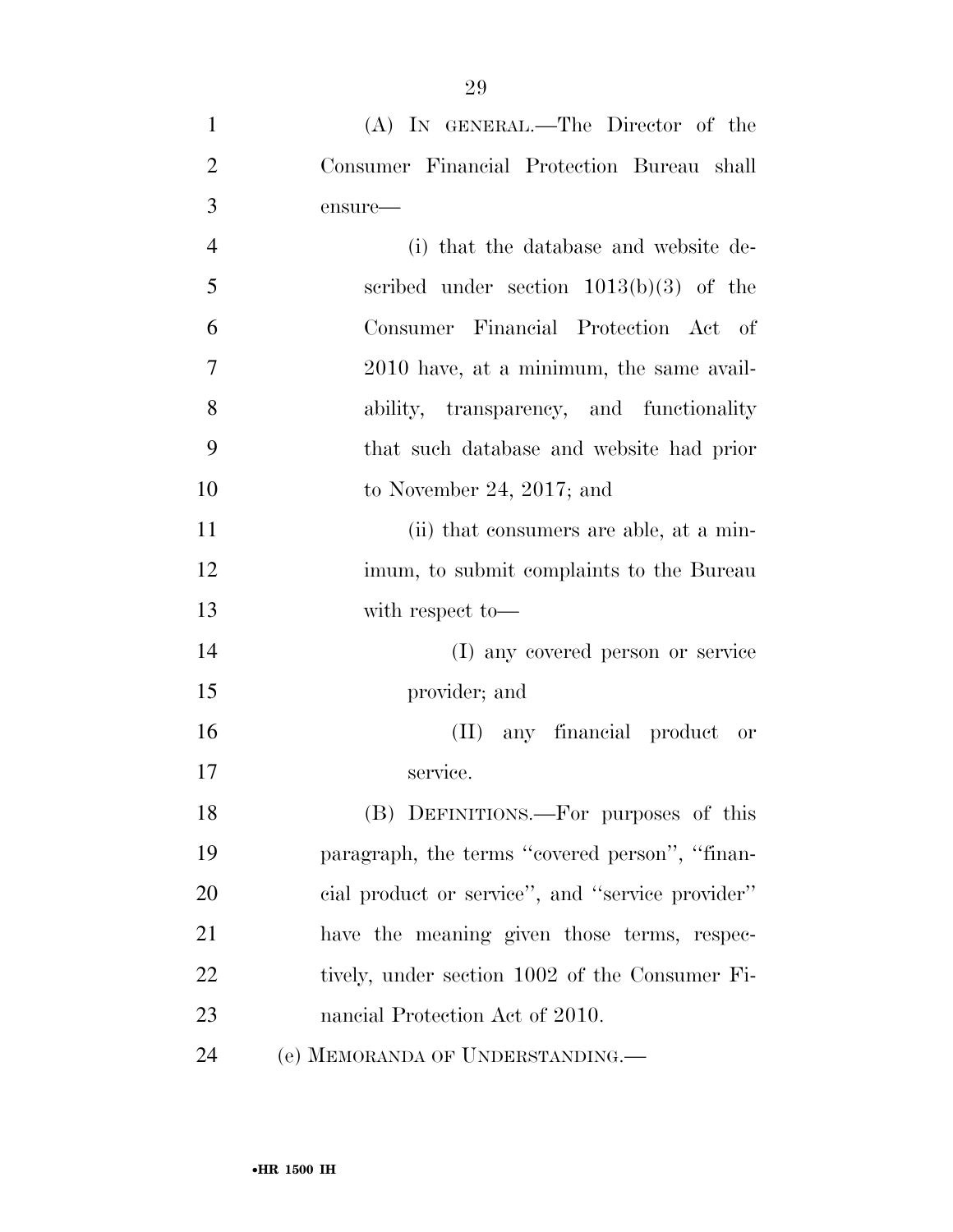(A) IN GENERAL.—The Director of the Consumer Financial Protection Bureau shall ensure—

(i) that the database and website described under section 1013(b)(3) of the Consumer Financial Protection Act of 2010 have, at a minimum, the same availability, transparency, and functionality that such database and website had prior to November 24, 2017; and

(ii) that consumers are able, at a minimum, to submit complaints to the Bureau with respect to—

(I) any covered person or service provider; and

(II) any financial product or service.

(B) DEFINITIONS.—For purposes of this paragraph, the terms ''covered person'', ''financial product or service'', and ''service provider'' have the meaning given those terms, respectively, under section 1002 of the Consumer Financial Protection Act of 2010.

(e) MEMORANDA OF UNDERSTANDING.—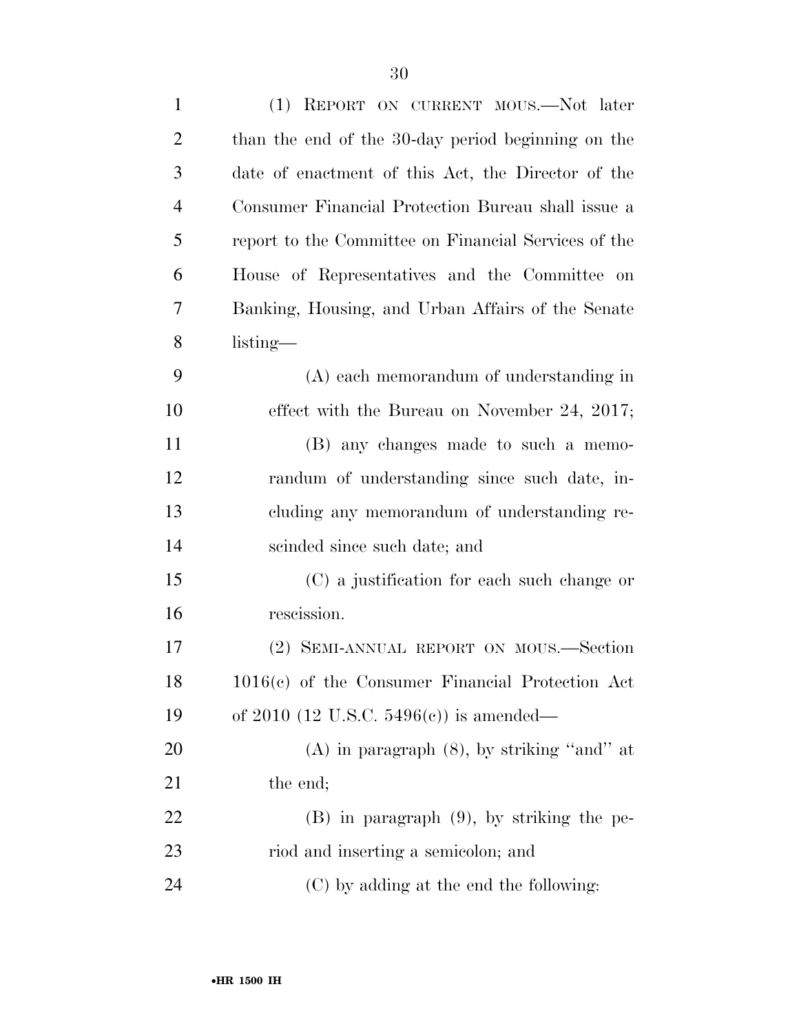(1) REPORT ON CURRENT MOUS.—Not later than the end of the 30-day period beginning on the date of enactment of this Act, the Director of the Consumer Financial Protection Bureau shall issue a report to the Committee on Financial Services of the House of Representatives and the Committee on Banking, Housing, and Urban Affairs of the Senate listing—

(A) each memorandum of understanding in effect with the Bureau on November 24, 2017;

(B) any changes made to such a memorandum of understanding since such date, including any memorandum of understanding rescinded since such date; and

(C) a justification for each such change or rescission.

(2) SEMI-ANNUAL REPORT ON MOUS.—Section 1016(c) of the Consumer Financial Protection Act of 2010 (12 U.S.C. 5496(c)) is amended—

(A) in paragraph (8), by striking "and" at the end;

(B) in paragraph (9), by striking the period and inserting a semicolon; and

(C) by adding at the end the following: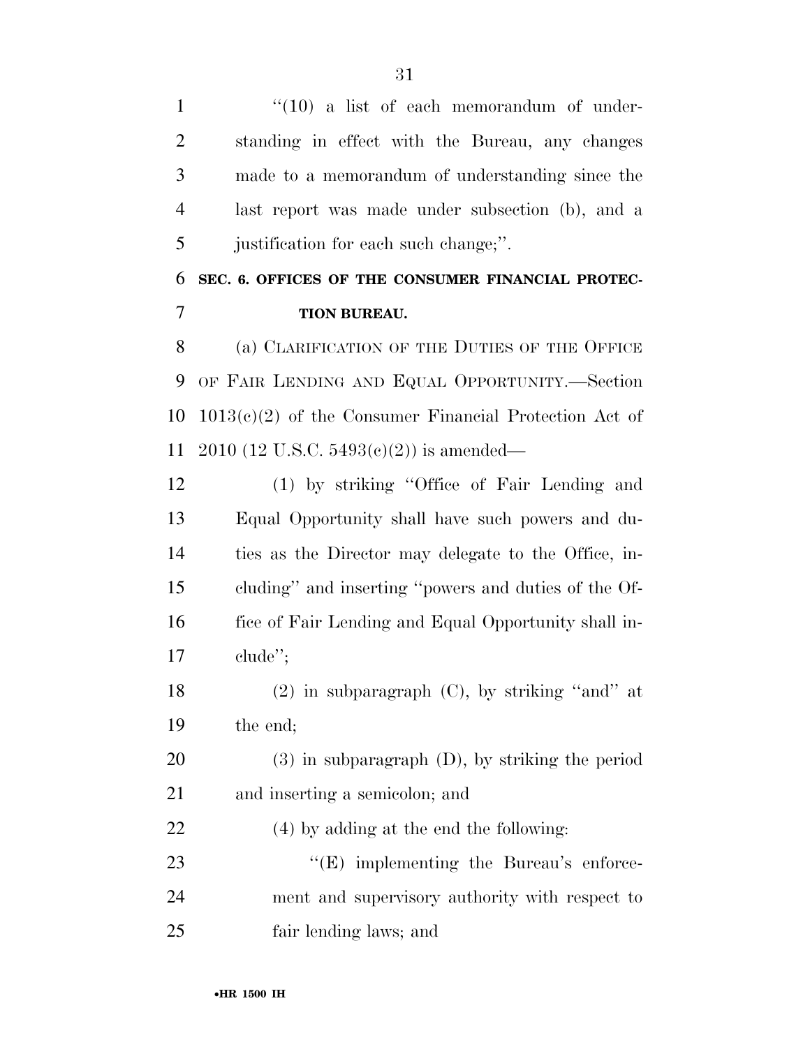"(10) a list of each memorandum of understanding in effect with the Bureau, any changes made to a memorandum of understanding since the last report was made under subsection (b), and a justification for each such change;".

## SEC. 6. OFFICES OF THE CONSUMER FINANCIAL PROTECTION BUREAU.

(a) CLARIFICATION OF THE DUTIES OF THE OFFICE OF FAIR LENDING AND EQUAL OPPORTUNITY.—Section 1013(c)(2) of the Consumer Financial Protection Act of 2010 (12 U.S.C. 5493(c)(2)) is amended—

(1) by striking "Office of Fair Lending and Equal Opportunity shall have such powers and duties as the Director may delegate to the Office, including" and inserting "powers and duties of the Office of Fair Lending and Equal Opportunity shall include";

(2) in subparagraph (C), by striking "and" at the end;

(3) in subparagraph (D), by striking the period and inserting a semicolon; and

(4) by adding at the end the following:

"(E) implementing the Bureau's enforcement and supervisory authority with respect to fair lending laws; and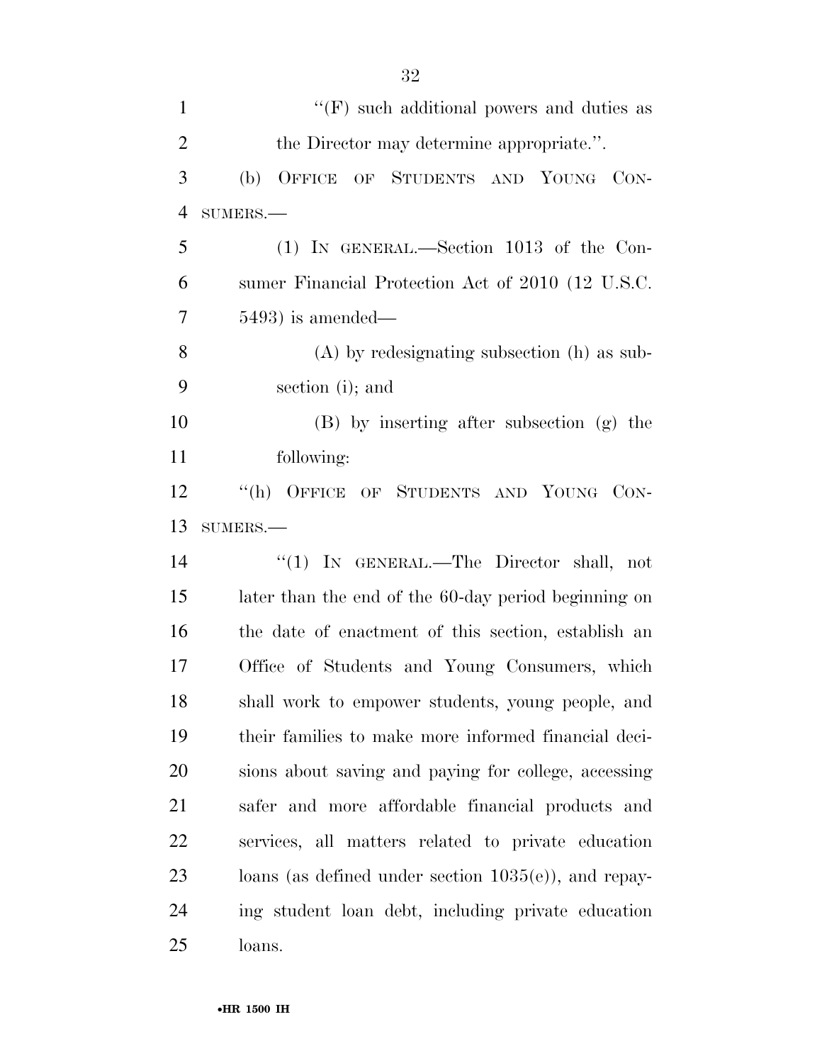"(F) such additional powers and duties as the Director may determine appropriate.".

(b) OFFICE OF STUDENTS AND YOUNG CONSUMERS.—

(1) IN GENERAL.—Section 1013 of the Consumer Financial Protection Act of 2010 (12 U.S.C. 5493) is amended—

(A) by redesignating subsection (h) as subsection (i); and

(B) by inserting after subsection (g) the following:

"(h) OFFICE OF STUDENTS AND YOUNG CONSUMERS.—

"(1) IN GENERAL.—The Director shall, not later than the end of the 60-day period beginning on the date of enactment of this section, establish an Office of Students and Young Consumers, which shall work to empower students, young people, and their families to make more informed financial decisions about saving and paying for college, accessing safer and more affordable financial products and services, all matters related to private education loans (as defined under section 1035(e)), and repaying student loan debt, including private education loans.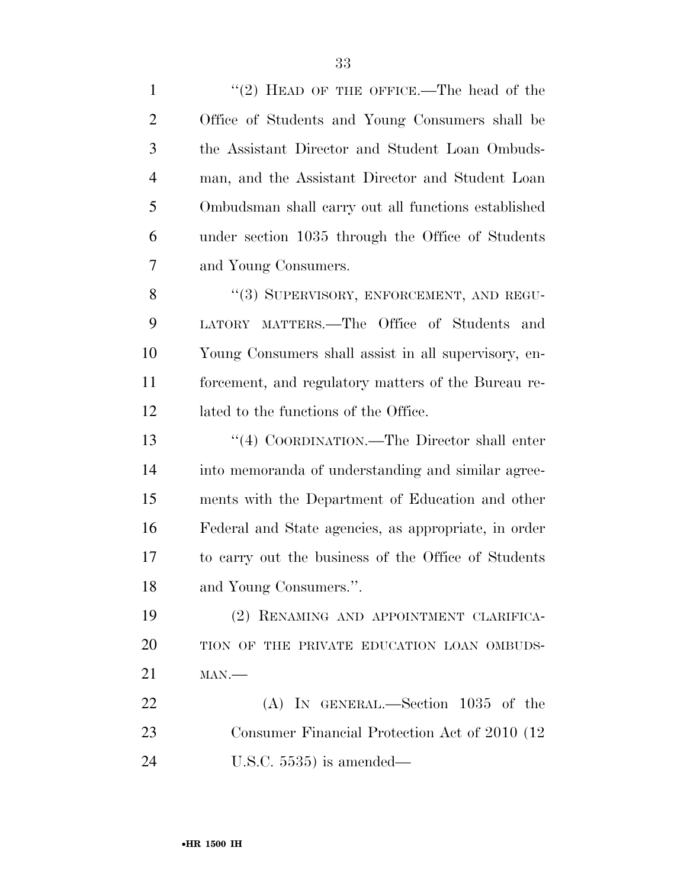"(2) HEAD OF THE OFFICE.—The head of the Office of Students and Young Consumers shall be the Assistant Director and Student Loan Ombudsman, and the Assistant Director and Student Loan Ombudsman shall carry out all functions established under section 1035 through the Office of Students and Young Consumers.

"(3) SUPERVISORY, ENFORCEMENT, AND REGULATORY MATTERS.—The Office of Students and Young Consumers shall assist in all supervisory, enforcement, and regulatory matters of the Bureau related to the functions of the Office.

"(4) COORDINATION.—The Director shall enter into memoranda of understanding and similar agreements with the Department of Education and other Federal and State agencies, as appropriate, in order to carry out the business of the Office of Students and Young Consumers.".

(2) RENAMING AND APPOINTMENT CLARIFICATION OF THE PRIVATE EDUCATION LOAN OMBUDSMAN.—

(A) IN GENERAL.—Section 1035 of the Consumer Financial Protection Act of 2010 (12 U.S.C. 5535) is amended—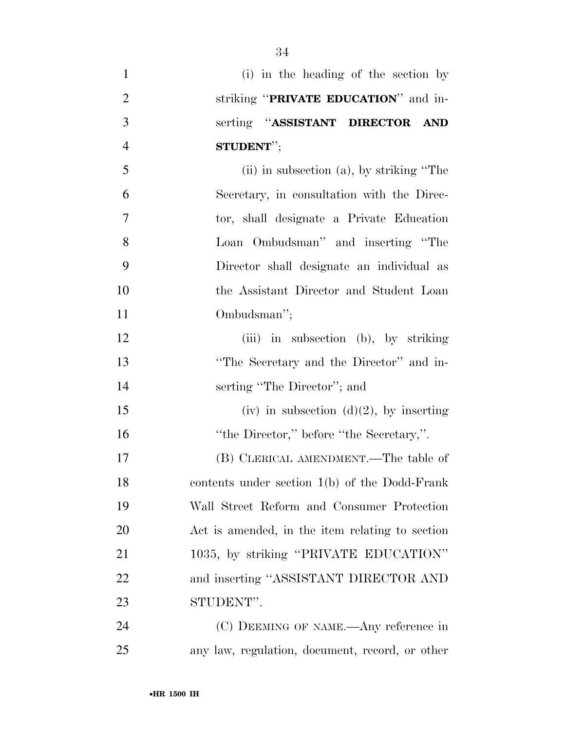(i) in the heading of the section by striking "**PRIVATE EDUCATION**" and inserting "**ASSISTANT DIRECTOR AND STUDENT**";

(ii) in subsection (a), by striking "The Secretary, in consultation with the Director, shall designate a Private Education Loan Ombudsman" and inserting "The Director shall designate an individual as the Assistant Director and Student Loan Ombudsman";

(iii) in subsection (b), by striking "The Secretary and the Director" and inserting "The Director"; and

(iv) in subsection (d)(2), by inserting "the Director," before "the Secretary,".

(B) CLERICAL AMENDMENT.—The table of contents under section 1(b) of the Dodd-Frank Wall Street Reform and Consumer Protection Act is amended, in the item relating to section 1035, by striking "PRIVATE EDUCATION" and inserting "ASSISTANT DIRECTOR AND STUDENT".

(C) DEEMING OF NAME.—Any reference in any law, regulation, document, record, or other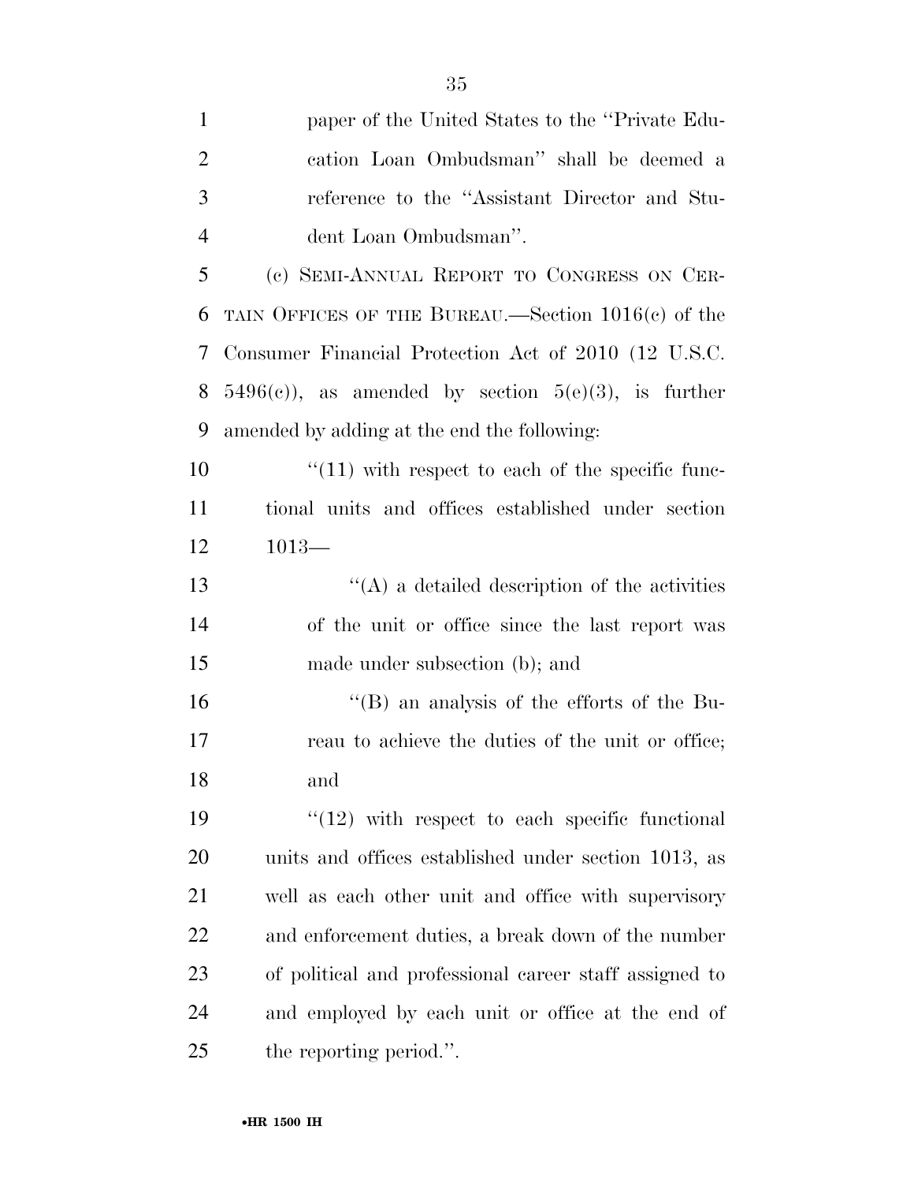paper of the United States to the ''Private Education Loan Ombudsman'' shall be deemed a reference to the ''Assistant Director and Student Loan Ombudsman''.

(c) SEMI-ANNUAL REPORT TO CONGRESS ON CERTAIN OFFICES OF THE BUREAU.—Section 1016(c) of the Consumer Financial Protection Act of 2010 (12 U.S.C. 5496(c)), as amended by section 5(e)(3), is further amended by adding at the end the following:

''(11) with respect to each of the specific functional units and offices established under section 1013—

''(A) a detailed description of the activities of the unit or office since the last report was made under subsection (b); and

''(B) an analysis of the efforts of the Bureau to achieve the duties of the unit or office; and

''(12) with respect to each specific functional units and offices established under section 1013, as well as each other unit and office with supervisory and enforcement duties, a break down of the number of political and professional career staff assigned to and employed by each unit or office at the end of the reporting period.''.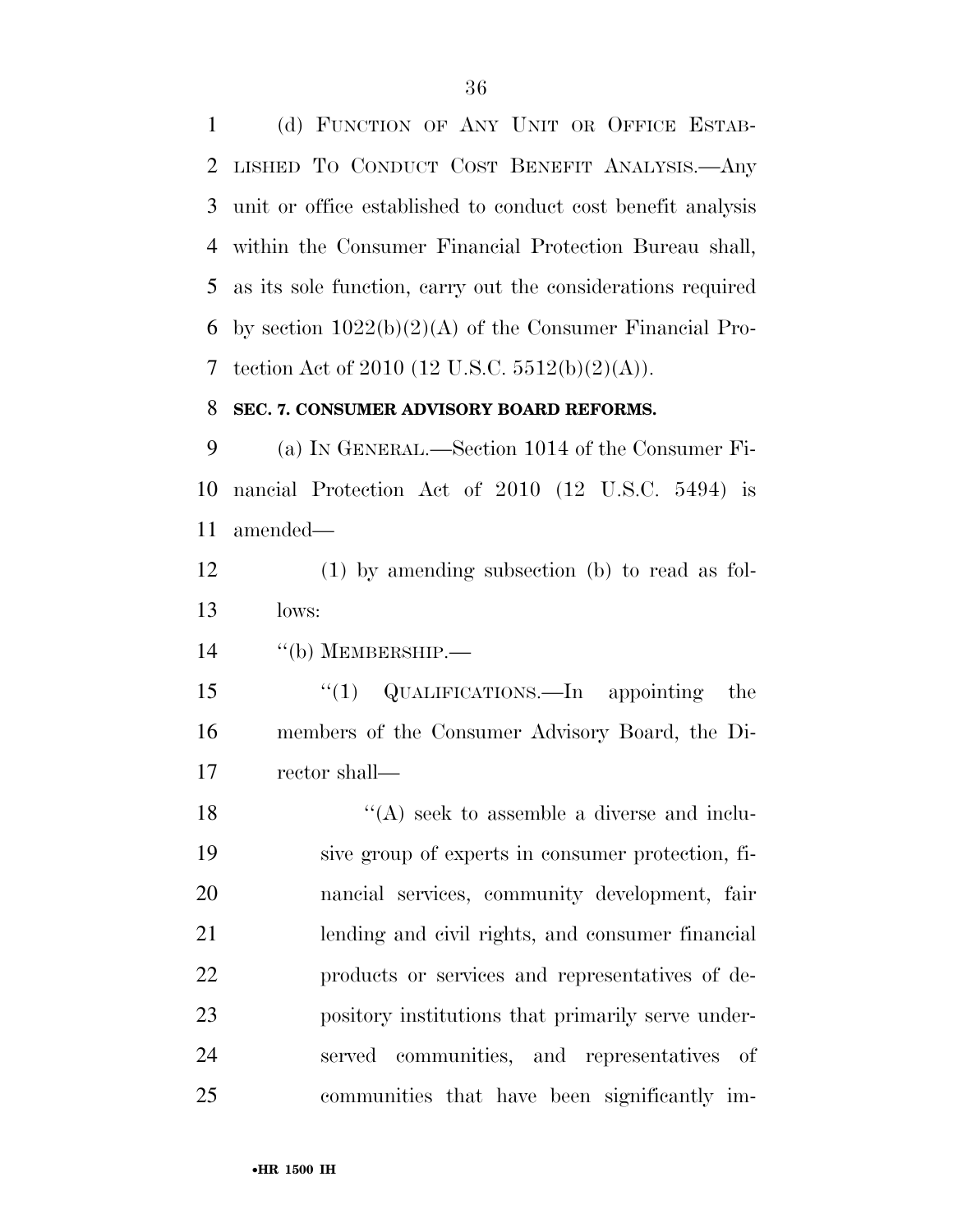(d) FUNCTION OF ANY UNIT OR OFFICE ESTABLISHED TO CONDUCT COST BENEFIT ANALYSIS.—Any unit or office established to conduct cost benefit analysis within the Consumer Financial Protection Bureau shall, as its sole function, carry out the considerations required by section 1022(b)(2)(A) of the Consumer Financial Protection Act of 2010 (12 U.S.C. 5512(b)(2)(A)).

**SEC. 7. CONSUMER ADVISORY BOARD REFORMS.**

(a) IN GENERAL.—Section 1014 of the Consumer Financial Protection Act of 2010 (12 U.S.C. 5494) is amended—

(1) by amending subsection (b) to read as follows:

''(b) MEMBERSHIP.—

''(1) QUALIFICATIONS.—In appointing the members of the Consumer Advisory Board, the Director shall—

''(A) seek to assemble a diverse and inclusive group of experts in consumer protection, financial services, community development, fair lending and civil rights, and consumer financial products or services and representatives of depository institutions that primarily serve underserved communities, and representatives of communities that have been significantly im-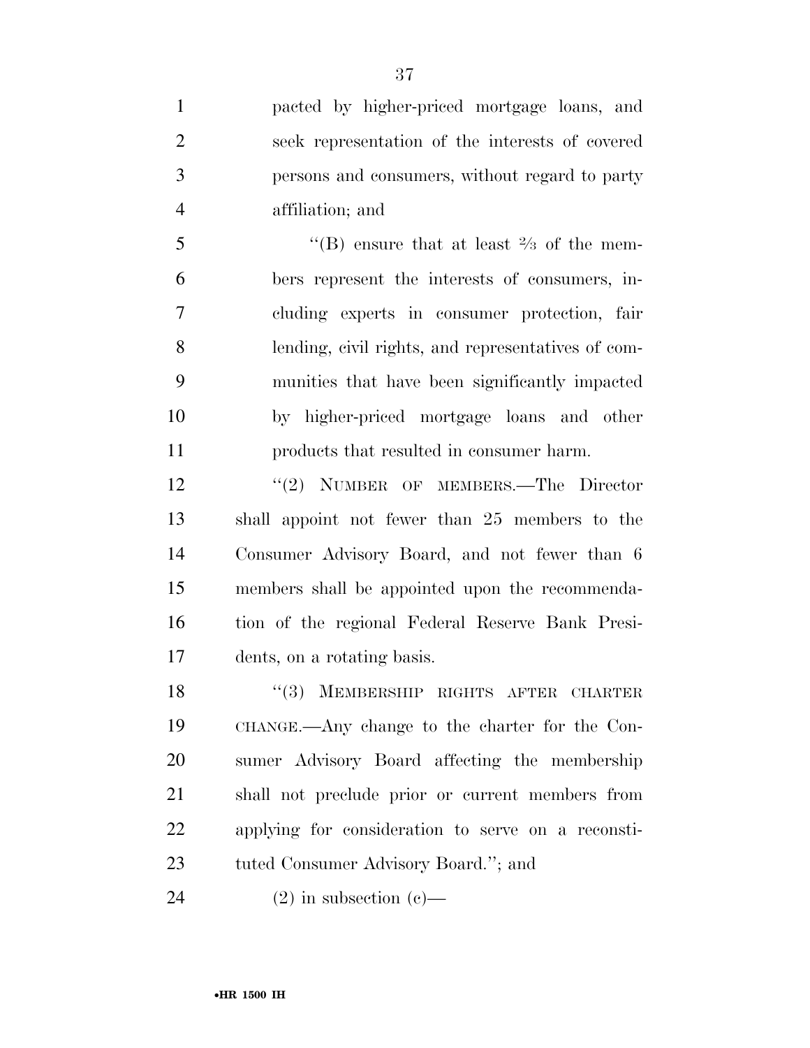pacted by higher-priced mortgage loans, and seek representation of the interests of covered persons and consumers, without regard to party affiliation; and

"(B) ensure that at least ⅔ of the members represent the interests of consumers, including experts in consumer protection, fair lending, civil rights, and representatives of communities that have been significantly impacted by higher-priced mortgage loans and other products that resulted in consumer harm.

"(2) NUMBER OF MEMBERS.—The Director shall appoint not fewer than 25 members to the Consumer Advisory Board, and not fewer than 6 members shall be appointed upon the recommendation of the regional Federal Reserve Bank Presidents, on a rotating basis.

"(3) MEMBERSHIP RIGHTS AFTER CHARTER CHANGE.—Any change to the charter for the Consumer Advisory Board affecting the membership shall not preclude prior or current members from applying for consideration to serve on a reconstituted Consumer Advisory Board."; and

(2) in subsection (c)—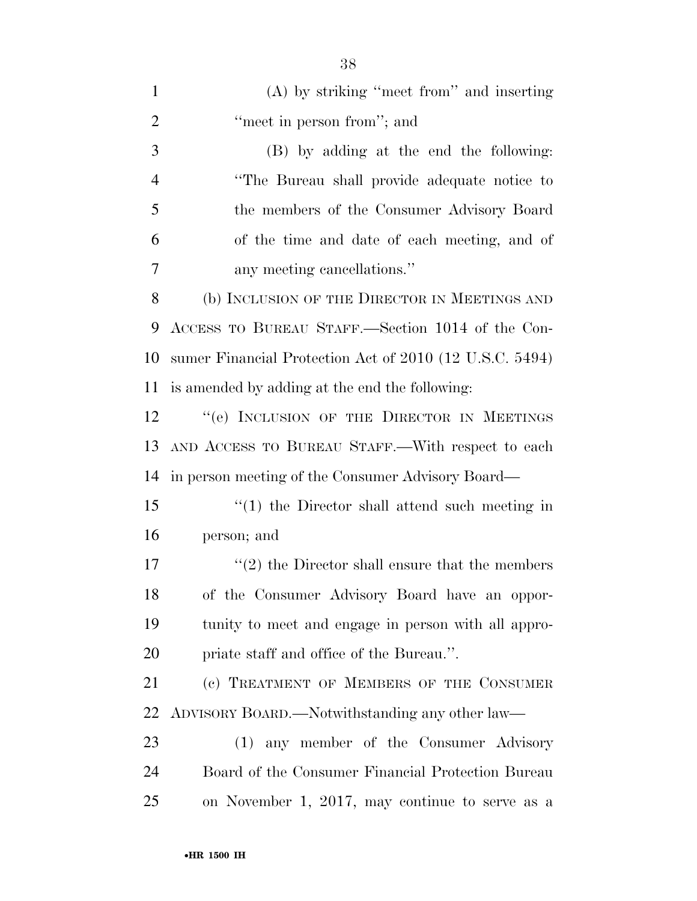(A) by striking "meet from" and inserting "meet in person from"; and

(B) by adding at the end the following: "The Bureau shall provide adequate notice to the members of the Consumer Advisory Board of the time and date of each meeting, and of any meeting cancellations."

(b) INCLUSION OF THE DIRECTOR IN MEETINGS AND ACCESS TO BUREAU STAFF.—Section 1014 of the Consumer Financial Protection Act of 2010 (12 U.S.C. 5494) is amended by adding at the end the following:

"(e) INCLUSION OF THE DIRECTOR IN MEETINGS AND ACCESS TO BUREAU STAFF.—With respect to each in person meeting of the Consumer Advisory Board—

"(1) the Director shall attend such meeting in person; and

"(2) the Director shall ensure that the members of the Consumer Advisory Board have an opportunity to meet and engage in person with all appropriate staff and office of the Bureau.".

(c) TREATMENT OF MEMBERS OF THE CONSUMER ADVISORY BOARD.—Notwithstanding any other law—

(1) any member of the Consumer Advisory Board of the Consumer Financial Protection Bureau on November 1, 2017, may continue to serve as a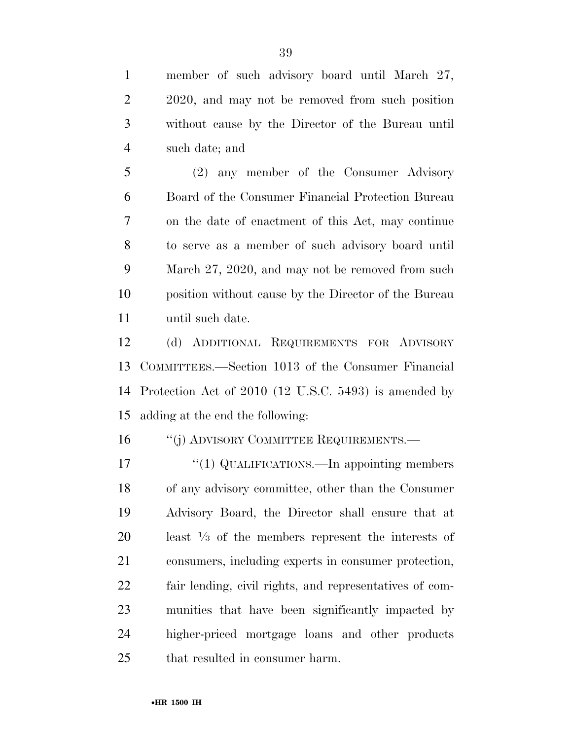member of such advisory board until March 27, 2020, and may not be removed from such position without cause by the Director of the Bureau until such date; and

(2) any member of the Consumer Advisory Board of the Consumer Financial Protection Bureau on the date of enactment of this Act, may continue to serve as a member of such advisory board until March 27, 2020, and may not be removed from such position without cause by the Director of the Bureau until such date.

(d) ADDITIONAL REQUIREMENTS FOR ADVISORY COMMITTEES.—Section 1013 of the Consumer Financial Protection Act of 2010 (12 U.S.C. 5493) is amended by adding at the end the following:

"(j) ADVISORY COMMITTEE REQUIREMENTS.—

"(1) QUALIFICATIONS.—In appointing members of any advisory committee, other than the Consumer Advisory Board, the Director shall ensure that at least ⅓ of the members represent the interests of consumers, including experts in consumer protection, fair lending, civil rights, and representatives of communities that have been significantly impacted by higher-priced mortgage loans and other products that resulted in consumer harm.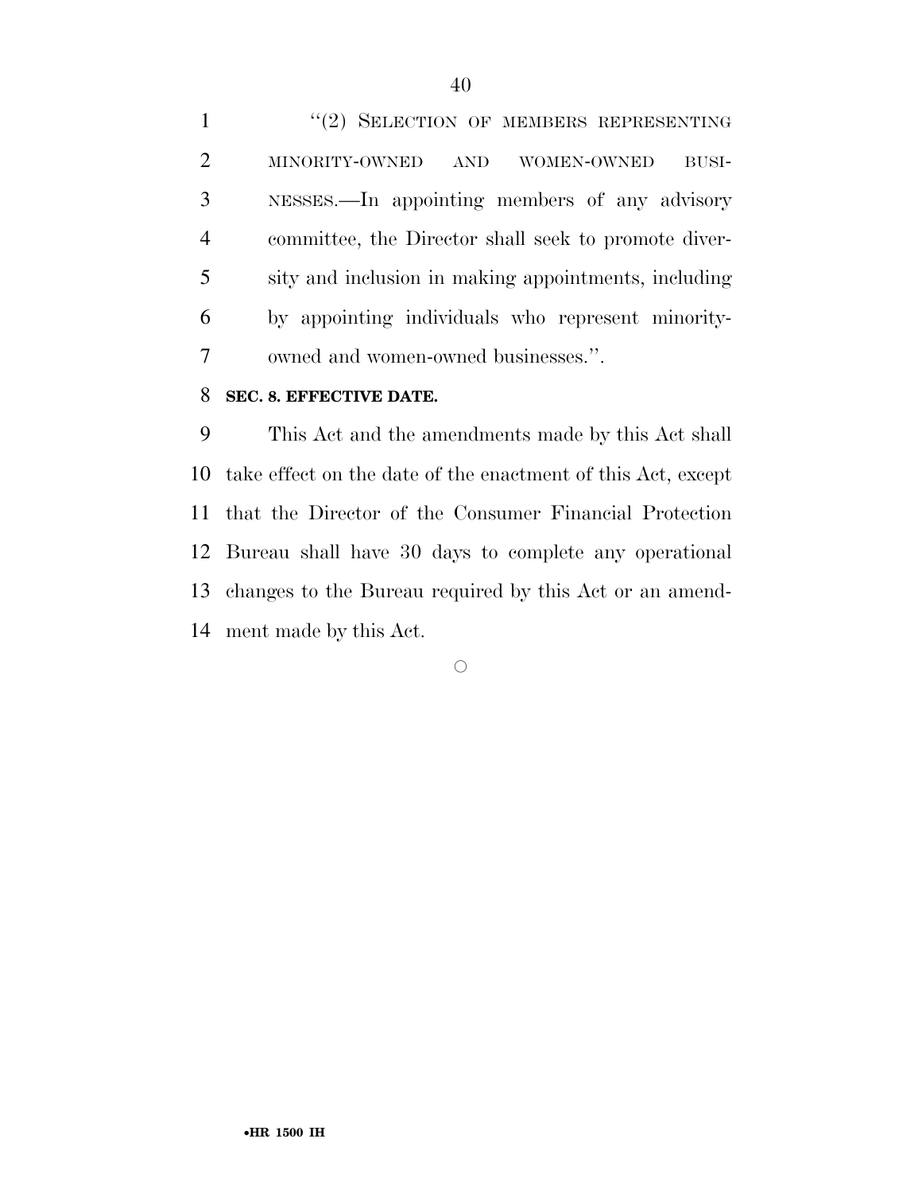"(2) SELECTION OF MEMBERS REPRESENTING MINORITY-OWNED AND WOMEN-OWNED BUSINESSES.—In appointing members of any advisory committee, the Director shall seek to promote diversity and inclusion in making appointments, including by appointing individuals who represent minority-owned and women-owned businesses.".

**SEC. 8. EFFECTIVE DATE.**

This Act and the amendments made by this Act shall take effect on the date of the enactment of this Act, except that the Director of the Consumer Financial Protection Bureau shall have 30 days to complete any operational changes to the Bureau required by this Act or an amendment made by this Act.

○